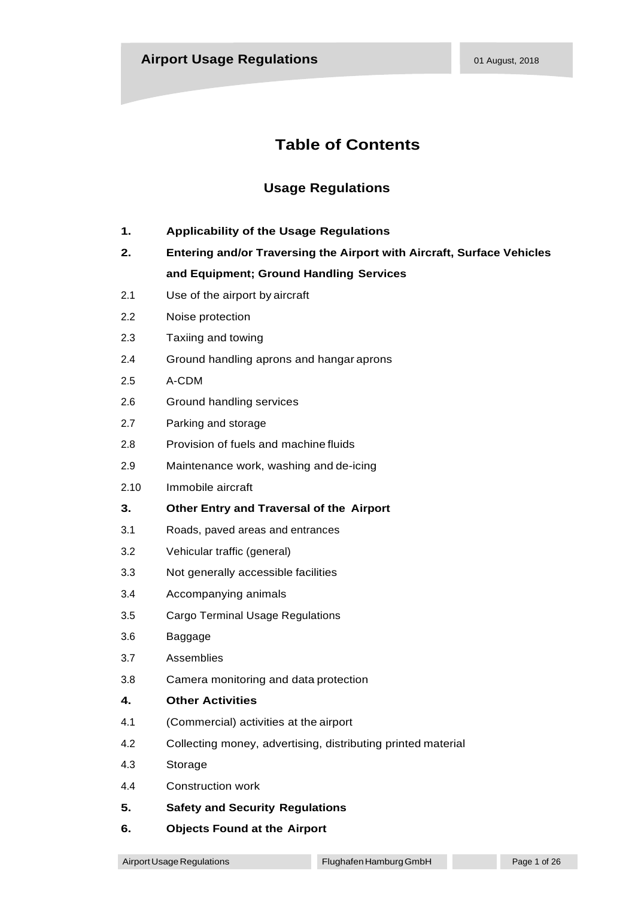# Table of Contents

## Usage Regulations

**1. Applicability of the Usage Regulations**

**2. Entering and/or Traversing the Airport with Aircraft, Surface Vehicles and Equipment; Ground Handling Services**

2.1 Use of the airport by aircraft

2.2 Noise protection

2.3 Taxiing and towing

2.4 Ground handling aprons and hangar aprons

2.5 A-CDM

2.6 Ground handling services

2.7 Parking and storage

2.8 Provision of fuels and machine fluids

2.9 Maintenance work, washing and de-icing

2.10 Immobile aircraft

**3. Other Entry and Traversal of the Airport**

3.1 Roads, paved areas and entrances

3.2 Vehicular traffic (general)

3.3 Not generally accessible facilities

3.4 Accompanying animals

3.5 Cargo Terminal Usage Regulations

3.6 Baggage

3.7 Assemblies

3.8 Camera monitoring and data protection

**4. Other Activities**

4.1 (Commercial) activities at the airport

4.2 Collecting money, advertising, distributing printed material

4.3 Storage

4.4 Construction work

**5. Safety and Security Regulations**

**6. Objects Found at the Airport**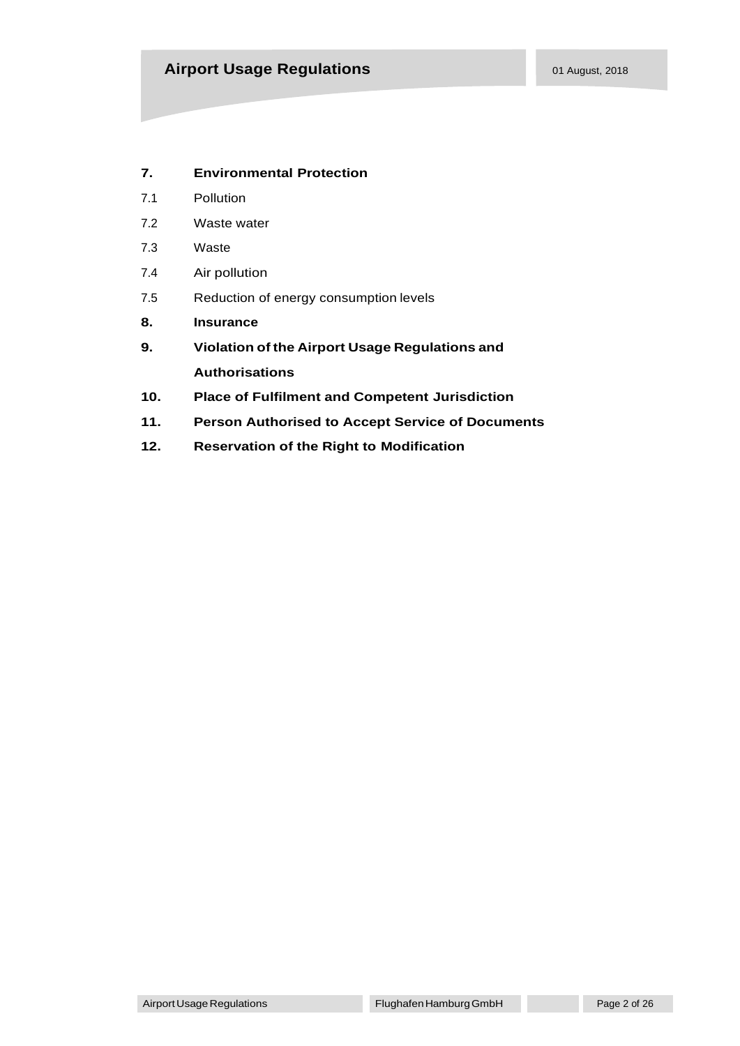**7. Environmental Protection**

7.1 Pollution

7.2 Waste water

7.3 Waste

7.4 Air pollution

7.5 Reduction of energy consumption levels

**8. Insurance**

**9. Violation of the Airport Usage Regulations and Authorisations**

**10. Place of Fulfilment and Competent Jurisdiction**

**11. Person Authorised to Accept Service of Documents**

**12. Reservation of the Right to Modification**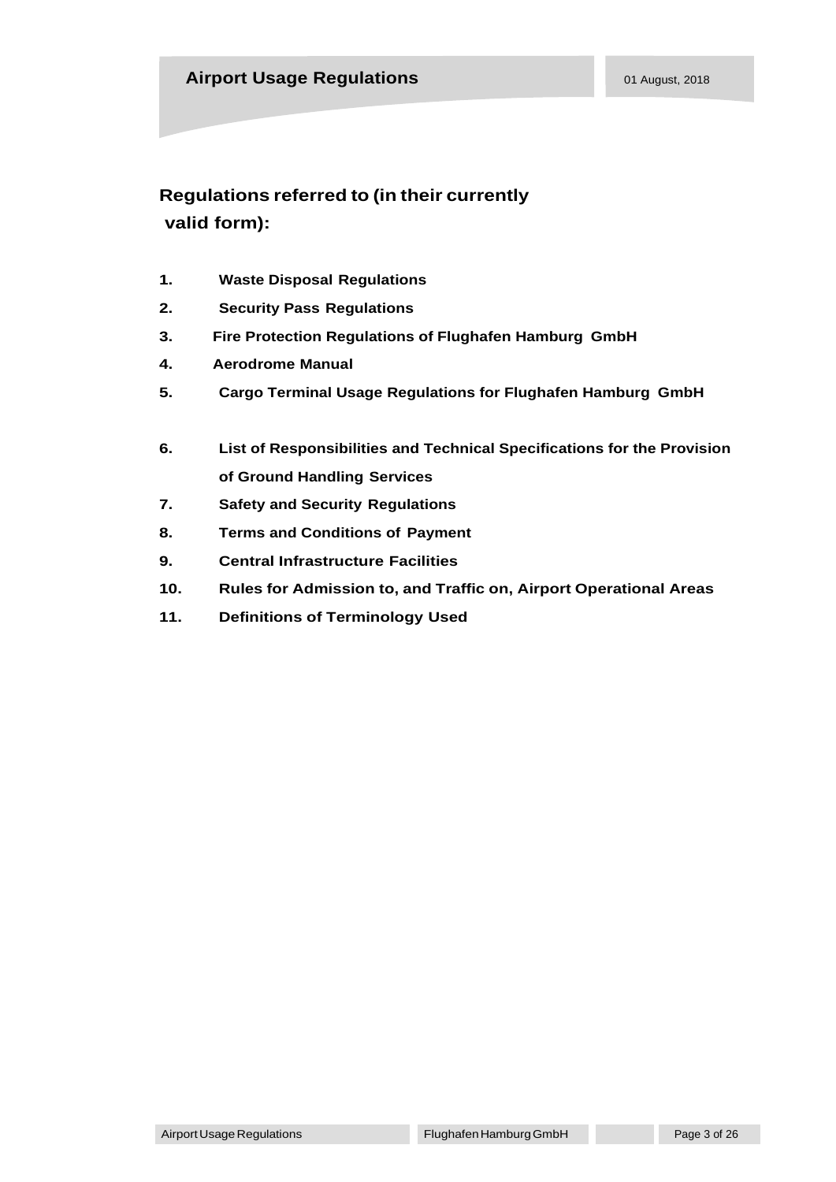## Regulations referred to (in their currently valid form):

1. **Waste Disposal Regulations**
2. **Security Pass Regulations**
3. **Fire Protection Regulations of Flughafen Hamburg GmbH**
4. **Aerodrome Manual**
5. **Cargo Terminal Usage Regulations for Flughafen Hamburg GmbH**
6. **List of Responsibilities and Technical Specifications for the Provision of Ground Handling Services**
7. **Safety and Security Regulations**
8. **Terms and Conditions of Payment**
9. **Central Infrastructure Facilities**
10. **Rules for Admission to, and Traffic on, Airport Operational Areas**
11. **Definitions of Terminology Used**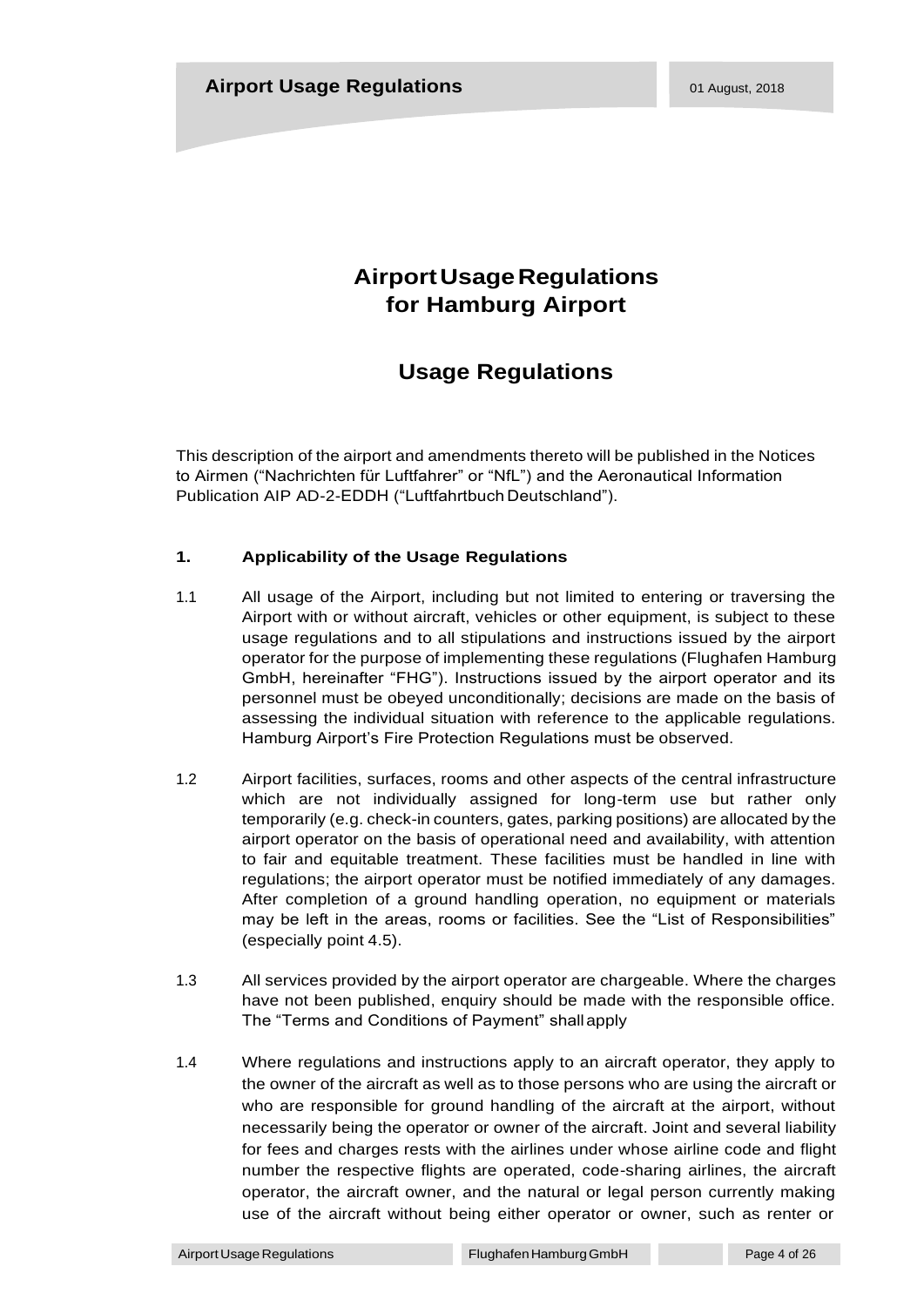# Airport Usage Regulations for Hamburg Airport

## Usage Regulations

This description of the airport and amendments thereto will be published in the Notices to Airmen ("Nachrichten für Luftfahrer" or "NfL") and the Aeronautical Information Publication AIP AD-2-EDDH ("Luftfahrtbuch Deutschland").

### 1. Applicability of the Usage Regulations

1.1 All usage of the Airport, including but not limited to entering or traversing the Airport with or without aircraft, vehicles or other equipment, is subject to these usage regulations and to all stipulations and instructions issued by the airport operator for the purpose of implementing these regulations (Flughafen Hamburg GmbH, hereinafter "FHG"). Instructions issued by the airport operator and its personnel must be obeyed unconditionally; decisions are made on the basis of assessing the individual situation with reference to the applicable regulations. Hamburg Airport's Fire Protection Regulations must be observed.

1.2 Airport facilities, surfaces, rooms and other aspects of the central infrastructure which are not individually assigned for long-term use but rather only temporarily (e.g. check-in counters, gates, parking positions) are allocated by the airport operator on the basis of operational need and availability, with attention to fair and equitable treatment. These facilities must be handled in line with regulations; the airport operator must be notified immediately of any damages. After completion of a ground handling operation, no equipment or materials may be left in the areas, rooms or facilities. See the "List of Responsibilities" (especially point 4.5).

1.3 All services provided by the airport operator are chargeable. Where the charges have not been published, enquiry should be made with the responsible office. The "Terms and Conditions of Payment" shall apply

1.4 Where regulations and instructions apply to an aircraft operator, they apply to the owner of the aircraft as well as to those persons who are using the aircraft or who are responsible for ground handling of the aircraft at the airport, without necessarily being the operator or owner of the aircraft. Joint and several liability for fees and charges rests with the airlines under whose airline code and flight number the respective flights are operated, code-sharing airlines, the aircraft operator, the aircraft owner, and the natural or legal person currently making use of the aircraft without being either operator or owner, such as renter or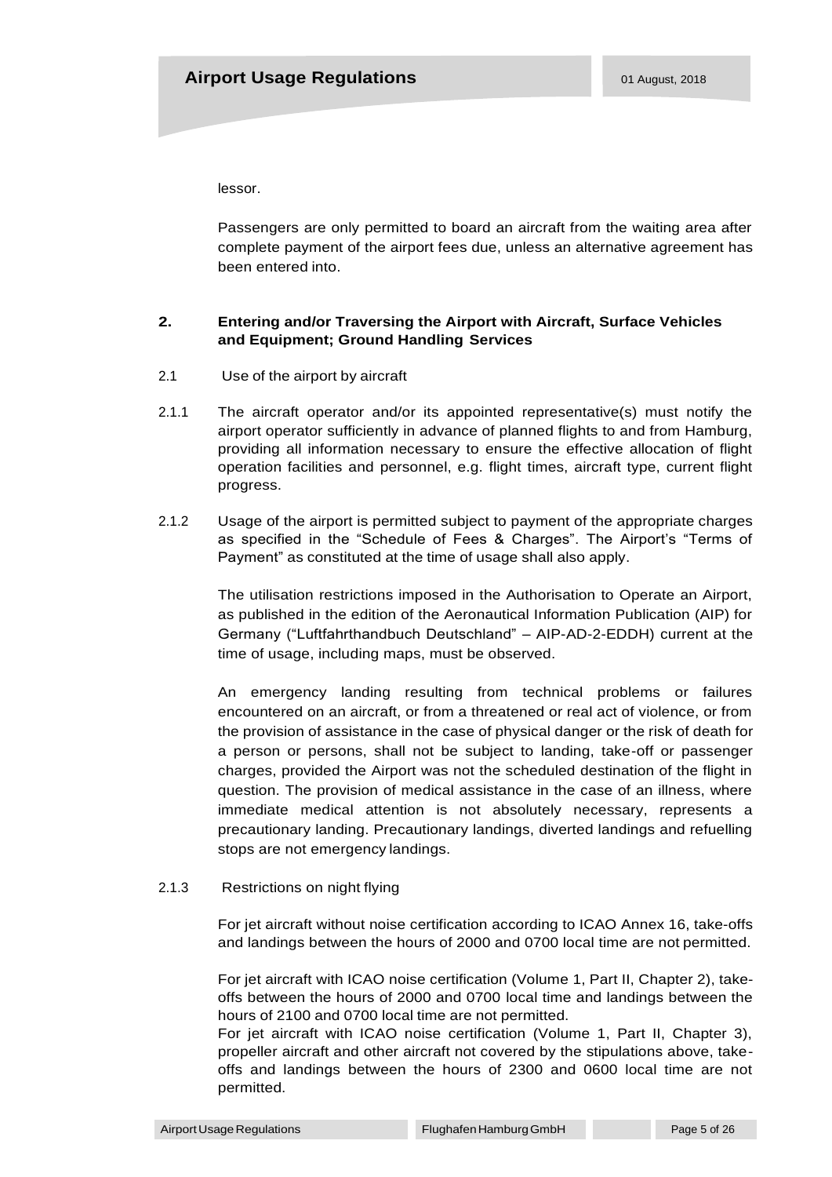lessor.

Passengers are only permitted to board an aircraft from the waiting area after complete payment of the airport fees due, unless an alternative agreement has been entered into.

## 2. Entering and/or Traversing the Airport with Aircraft, Surface Vehicles and Equipment; Ground Handling Services

### 2.1 Use of the airport by aircraft

2.1.1 The aircraft operator and/or its appointed representative(s) must notify the airport operator sufficiently in advance of planned flights to and from Hamburg, providing all information necessary to ensure the effective allocation of flight operation facilities and personnel, e.g. flight times, aircraft type, current flight progress.

2.1.2 Usage of the airport is permitted subject to payment of the appropriate charges as specified in the "Schedule of Fees & Charges". The Airport's "Terms of Payment" as constituted at the time of usage shall also apply.

The utilisation restrictions imposed in the Authorisation to Operate an Airport, as published in the edition of the Aeronautical Information Publication (AIP) for Germany ("Luftfahrthandbuch Deutschland" – AIP-AD-2-EDDH) current at the time of usage, including maps, must be observed.

An emergency landing resulting from technical problems or failures encountered on an aircraft, or from a threatened or real act of violence, or from the provision of assistance in the case of physical danger or the risk of death for a person or persons, shall not be subject to landing, take-off or passenger charges, provided the Airport was not the scheduled destination of the flight in question. The provision of medical assistance in the case of an illness, where immediate medical attention is not absolutely necessary, represents a precautionary landing. Precautionary landings, diverted landings and refuelling stops are not emergency landings.

2.1.3 Restrictions on night flying

For jet aircraft without noise certification according to ICAO Annex 16, take-offs and landings between the hours of 2000 and 0700 local time are not permitted.

For jet aircraft with ICAO noise certification (Volume 1, Part II, Chapter 2), take-offs between the hours of 2000 and 0700 local time and landings between the hours of 2100 and 0700 local time are not permitted.
For jet aircraft with ICAO noise certification (Volume 1, Part II, Chapter 3), propeller aircraft and other aircraft not covered by the stipulations above, take-offs and landings between the hours of 2300 and 0600 local time are not permitted.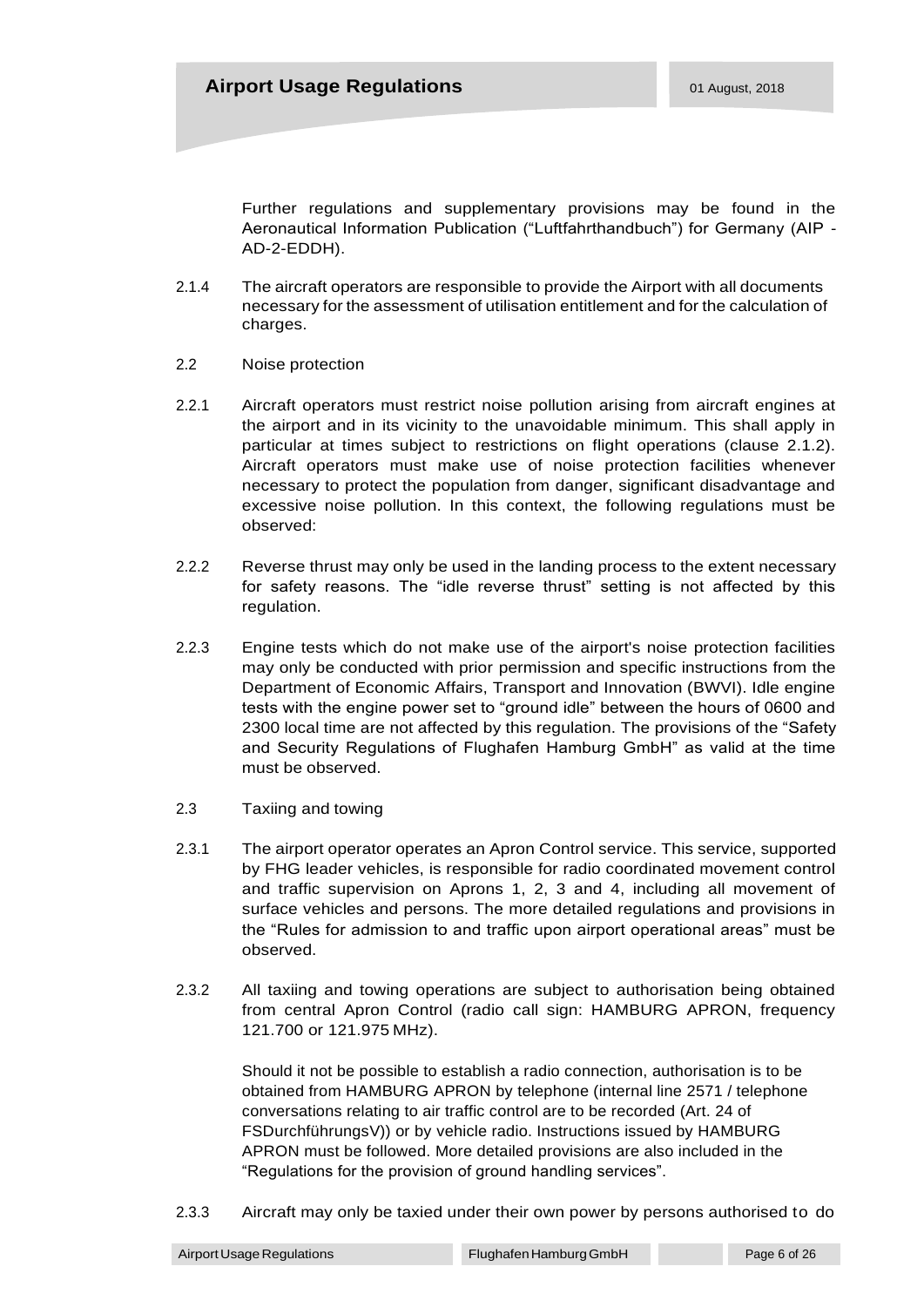Further regulations and supplementary provisions may be found in the Aeronautical Information Publication ("Luftfahrthandbuch") for Germany (AIP - AD-2-EDDH).

2.1.4 The aircraft operators are responsible to provide the Airport with all documents necessary for the assessment of utilisation entitlement and for the calculation of charges.

## 2.2 Noise protection

2.2.1 Aircraft operators must restrict noise pollution arising from aircraft engines at the airport and in its vicinity to the unavoidable minimum. This shall apply in particular at times subject to restrictions on flight operations (clause 2.1.2). Aircraft operators must make use of noise protection facilities whenever necessary to protect the population from danger, significant disadvantage and excessive noise pollution. In this context, the following regulations must be observed:

2.2.2 Reverse thrust may only be used in the landing process to the extent necessary for safety reasons. The "idle reverse thrust" setting is not affected by this regulation.

2.2.3 Engine tests which do not make use of the airport's noise protection facilities may only be conducted with prior permission and specific instructions from the Department of Economic Affairs, Transport and Innovation (BWVI). Idle engine tests with the engine power set to "ground idle" between the hours of 0600 and 2300 local time are not affected by this regulation. The provisions of the "Safety and Security Regulations of Flughafen Hamburg GmbH" as valid at the time must be observed.

## 2.3 Taxiing and towing

2.3.1 The airport operator operates an Apron Control service. This service, supported by FHG leader vehicles, is responsible for radio coordinated movement control and traffic supervision on Aprons 1, 2, 3 and 4, including all movement of surface vehicles and persons. The more detailed regulations and provisions in the "Rules for admission to and traffic upon airport operational areas" must be observed.

2.3.2 All taxiing and towing operations are subject to authorisation being obtained from central Apron Control (radio call sign: HAMBURG APRON, frequency 121.700 or 121.975 MHz).

Should it not be possible to establish a radio connection, authorisation is to be obtained from HAMBURG APRON by telephone (internal line 2571 / telephone conversations relating to air traffic control are to be recorded (Art. 24 of FSDurchführungsV)) or by vehicle radio. Instructions issued by HAMBURG APRON must be followed. More detailed provisions are also included in the "Regulations for the provision of ground handling services".

2.3.3 Aircraft may only be taxied under their own power by persons authorised to do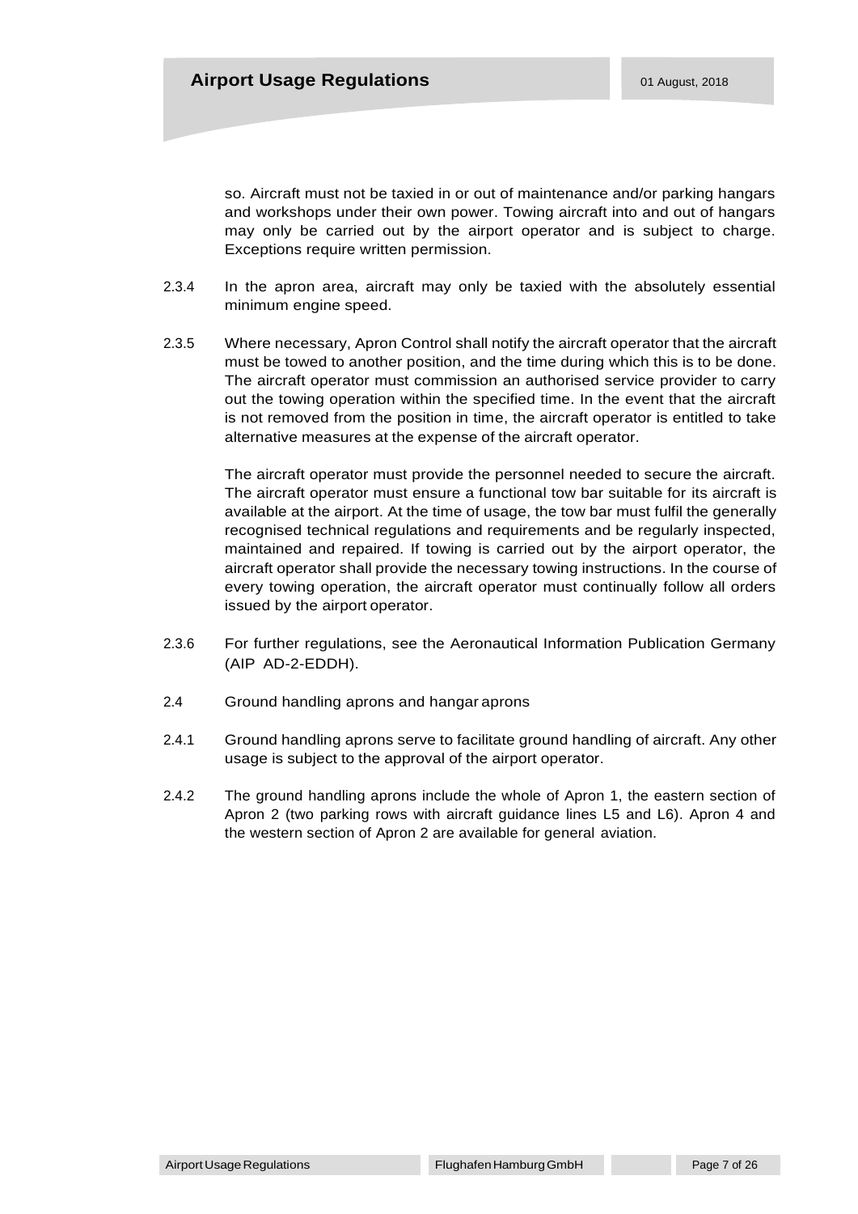so. Aircraft must not be taxied in or out of maintenance and/or parking hangars and workshops under their own power. Towing aircraft into and out of hangars may only be carried out by the airport operator and is subject to charge. Exceptions require written permission.

2.3.4 In the apron area, aircraft may only be taxied with the absolutely essential minimum engine speed.

2.3.5 Where necessary, Apron Control shall notify the aircraft operator that the aircraft must be towed to another position, and the time during which this is to be done. The aircraft operator must commission an authorised service provider to carry out the towing operation within the specified time. In the event that the aircraft is not removed from the position in time, the aircraft operator is entitled to take alternative measures at the expense of the aircraft operator.

The aircraft operator must provide the personnel needed to secure the aircraft. The aircraft operator must ensure a functional tow bar suitable for its aircraft is available at the airport. At the time of usage, the tow bar must fulfil the generally recognised technical regulations and requirements and be regularly inspected, maintained and repaired. If towing is carried out by the airport operator, the aircraft operator shall provide the necessary towing instructions. In the course of every towing operation, the aircraft operator must continually follow all orders issued by the airport operator.

2.3.6 For further regulations, see the Aeronautical Information Publication Germany (AIP AD-2-EDDH).

2.4 Ground handling aprons and hangar aprons

2.4.1 Ground handling aprons serve to facilitate ground handling of aircraft. Any other usage is subject to the approval of the airport operator.

2.4.2 The ground handling aprons include the whole of Apron 1, the eastern section of Apron 2 (two parking rows with aircraft guidance lines L5 and L6). Apron 4 and the western section of Apron 2 are available for general aviation.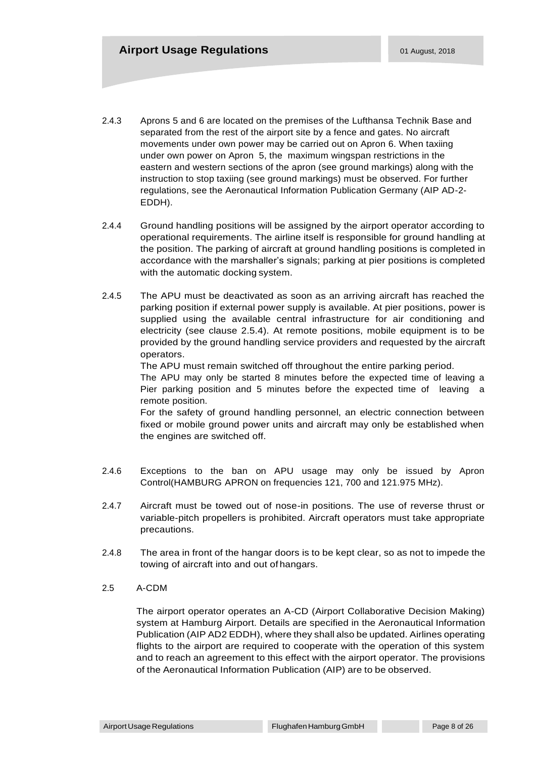2.4.3 Aprons 5 and 6 are located on the premises of the Lufthansa Technik Base and separated from the rest of the airport site by a fence and gates. No aircraft movements under own power may be carried out on Apron 6. When taxiing under own power on Apron 5, the maximum wingspan restrictions in the eastern and western sections of the apron (see ground markings) along with the instruction to stop taxiing (see ground markings) must be observed. For further regulations, see the Aeronautical Information Publication Germany (AIP AD-2-EDDH).

2.4.4 Ground handling positions will be assigned by the airport operator according to operational requirements. The airline itself is responsible for ground handling at the position. The parking of aircraft at ground handling positions is completed in accordance with the marshaller's signals; parking at pier positions is completed with the automatic docking system.

2.4.5 The APU must be deactivated as soon as an arriving aircraft has reached the parking position if external power supply is available. At pier positions, power is supplied using the available central infrastructure for air conditioning and electricity (see clause 2.5.4). At remote positions, mobile equipment is to be provided by the ground handling service providers and requested by the aircraft operators.
The APU must remain switched off throughout the entire parking period.
The APU may only be started 8 minutes before the expected time of leaving a Pier parking position and 5 minutes before the expected time of leaving a remote position.
For the safety of ground handling personnel, an electric connection between fixed or mobile ground power units and aircraft may only be established when the engines are switched off.

2.4.6 Exceptions to the ban on APU usage may only be issued by Apron Control(HAMBURG APRON on frequencies 121, 700 and 121.975 MHz).

2.4.7 Aircraft must be towed out of nose-in positions. The use of reverse thrust or variable-pitch propellers is prohibited. Aircraft operators must take appropriate precautions.

2.4.8 The area in front of the hangar doors is to be kept clear, so as not to impede the towing of aircraft into and out of hangars.

## 2.5 A-CDM

The airport operator operates an A-CD (Airport Collaborative Decision Making) system at Hamburg Airport. Details are specified in the Aeronautical Information Publication (AIP AD2 EDDH), where they shall also be updated. Airlines operating flights to the airport are required to cooperate with the operation of this system and to reach an agreement to this effect with the airport operator. The provisions of the Aeronautical Information Publication (AIP) are to be observed.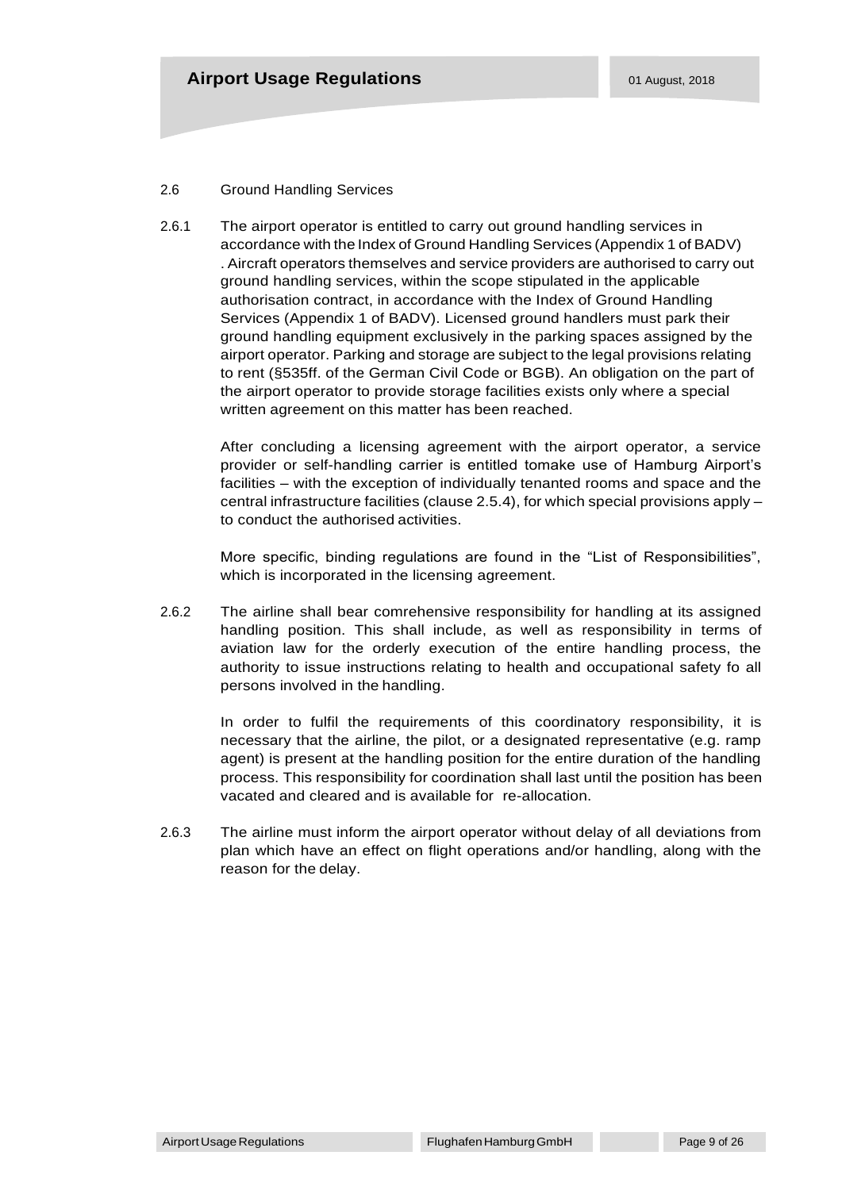## 2.6 Ground Handling Services

2.6.1 The airport operator is entitled to carry out ground handling services in accordance with the Index of Ground Handling Services (Appendix 1 of BADV) . Aircraft operators themselves and service providers are authorised to carry out ground handling services, within the scope stipulated in the applicable authorisation contract, in accordance with the Index of Ground Handling Services (Appendix 1 of BADV). Licensed ground handlers must park their ground handling equipment exclusively in the parking spaces assigned by the airport operator. Parking and storage are subject to the legal provisions relating to rent (§535ff. of the German Civil Code or BGB). An obligation on the part of the airport operator to provide storage facilities exists only where a special written agreement on this matter has been reached.

After concluding a licensing agreement with the airport operator, a service provider or self-handling carrier is entitled tomake use of Hamburg Airport's facilities – with the exception of individually tenanted rooms and space and the central infrastructure facilities (clause 2.5.4), for which special provisions apply – to conduct the authorised activities.

More specific, binding regulations are found in the "List of Responsibilities", which is incorporated in the licensing agreement.

2.6.2 The airline shall bear comrehensive responsibility for handling at its assigned handling position. This shall include, as well as responsibility in terms of aviation law for the orderly execution of the entire handling process, the authority to issue instructions relating to health and occupational safety fo all persons involved in the handling.

In order to fulfil the requirements of this coordinatory responsibility, it is necessary that the airline, the pilot, or a designated representative (e.g. ramp agent) is present at the handling position for the entire duration of the handling process. This responsibility for coordination shall last until the position has been vacated and cleared and is available for re-allocation.

2.6.3 The airline must inform the airport operator without delay of all deviations from plan which have an effect on flight operations and/or handling, along with the reason for the delay.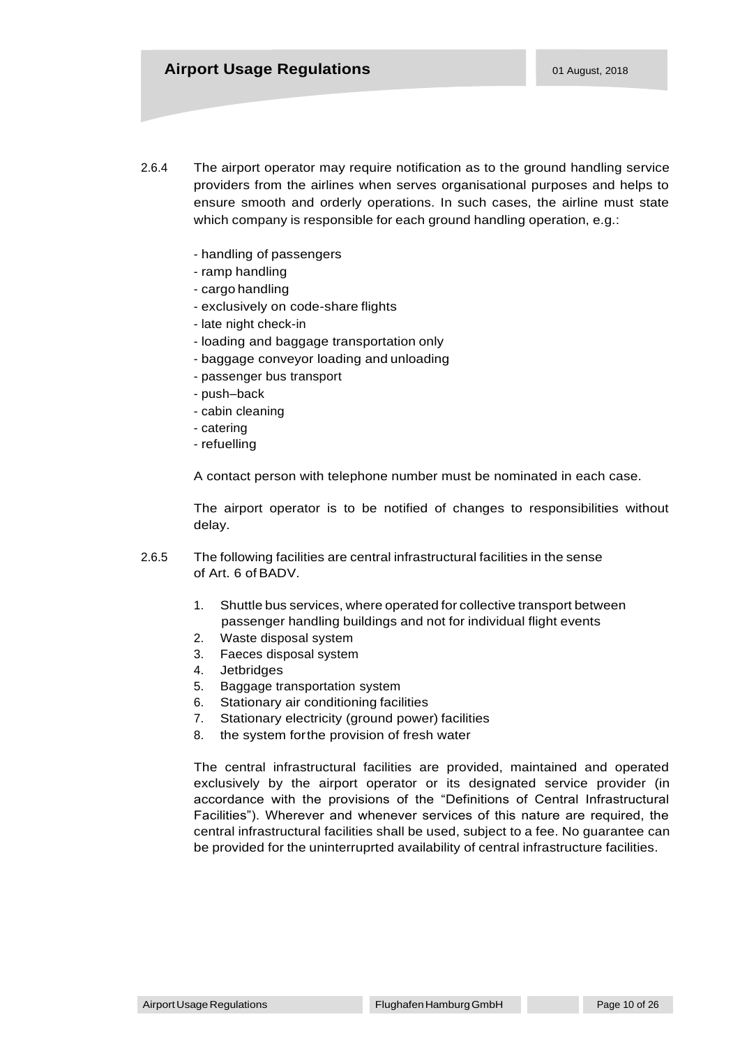2.6.4 The airport operator may require notification as to the ground handling service providers from the airlines when serves organisational purposes and helps to ensure smooth and orderly operations. In such cases, the airline must state which company is responsible for each ground handling operation, e.g.:

- handling of passengers
- ramp handling
- cargo handling
- exclusively on code-share flights
- late night check-in
- loading and baggage transportation only
- baggage conveyor loading and unloading
- passenger bus transport
- push–back
- cabin cleaning
- catering
- refuelling

A contact person with telephone number must be nominated in each case.

The airport operator is to be notified of changes to responsibilities without delay.

2.6.5 The following facilities are central infrastructural facilities in the sense of Art. 6 of BADV.

1. Shuttle bus services, where operated for collective transport between passenger handling buildings and not for individual flight events
2. Waste disposal system
3. Faeces disposal system
4. Jetbridges
5. Baggage transportation system
6. Stationary air conditioning facilities
7. Stationary electricity (ground power) facilities
8. the system forthe provision of fresh water

The central infrastructural facilities are provided, maintained and operated exclusively by the airport operator or its designated service provider (in accordance with the provisions of the "Definitions of Central Infrastructural Facilities"). Wherever and whenever services of this nature are required, the central infrastructural facilities shall be used, subject to a fee. No guarantee can be provided for the uninterruprted availability of central infrastructure facilities.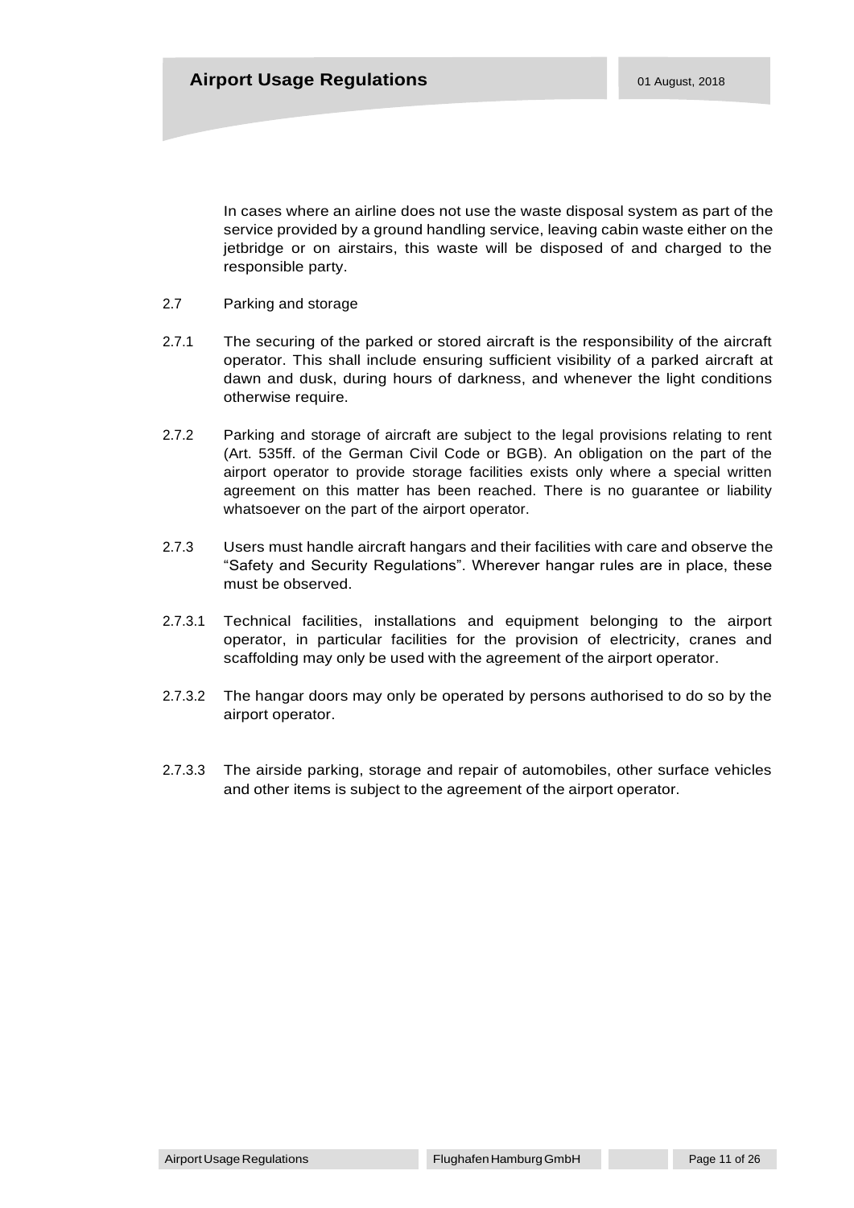In cases where an airline does not use the waste disposal system as part of the service provided by a ground handling service, leaving cabin waste either on the jetbridge or on airstairs, this waste will be disposed of and charged to the responsible party.

2.7 Parking and storage

2.7.1 The securing of the parked or stored aircraft is the responsibility of the aircraft operator. This shall include ensuring sufficient visibility of a parked aircraft at dawn and dusk, during hours of darkness, and whenever the light conditions otherwise require.

2.7.2 Parking and storage of aircraft are subject to the legal provisions relating to rent (Art. 535ff. of the German Civil Code or BGB). An obligation on the part of the airport operator to provide storage facilities exists only where a special written agreement on this matter has been reached. There is no guarantee or liability whatsoever on the part of the airport operator.

2.7.3 Users must handle aircraft hangars and their facilities with care and observe the "Safety and Security Regulations". Wherever hangar rules are in place, these must be observed.

2.7.3.1 Technical facilities, installations and equipment belonging to the airport operator, in particular facilities for the provision of electricity, cranes and scaffolding may only be used with the agreement of the airport operator.

2.7.3.2 The hangar doors may only be operated by persons authorised to do so by the airport operator.

2.7.3.3 The airside parking, storage and repair of automobiles, other surface vehicles and other items is subject to the agreement of the airport operator.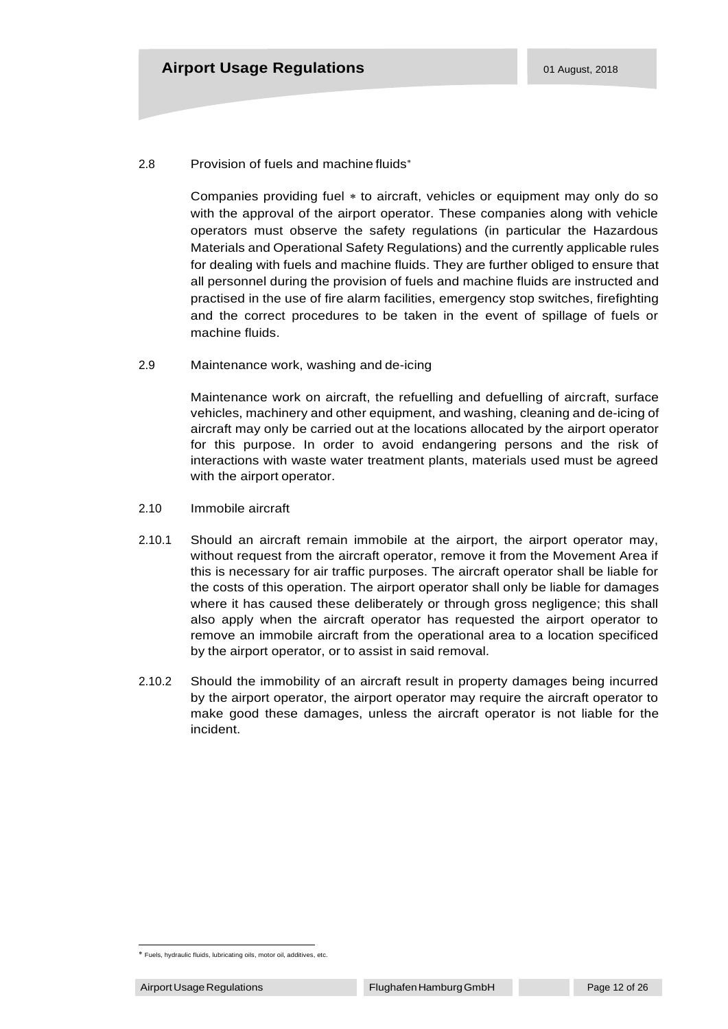### 2.8 Provision of fuels and machine fluids*

Companies providing fuel * to aircraft, vehicles or equipment may only do so with the approval of the airport operator. These companies along with vehicle operators must observe the safety regulations (in particular the Hazardous Materials and Operational Safety Regulations) and the currently applicable rules for dealing with fuels and machine fluids. They are further obliged to ensure that all personnel during the provision of fuels and machine fluids are instructed and practised in the use of fire alarm facilities, emergency stop switches, firefighting and the correct procedures to be taken in the event of spillage of fuels or machine fluids.

### 2.9 Maintenance work, washing and de-icing

Maintenance work on aircraft, the refuelling and defuelling of aircraft, surface vehicles, machinery and other equipment, and washing, cleaning and de-icing of aircraft may only be carried out at the locations allocated by the airport operator for this purpose. In order to avoid endangering persons and the risk of interactions with waste water treatment plants, materials used must be agreed with the airport operator.

### 2.10 Immobile aircraft

2.10.1 Should an aircraft remain immobile at the airport, the airport operator may, without request from the aircraft operator, remove it from the Movement Area if this is necessary for air traffic purposes. The aircraft operator shall be liable for the costs of this operation. The airport operator shall only be liable for damages where it has caused these deliberately or through gross negligence; this shall also apply when the aircraft operator has requested the airport operator to remove an immobile aircraft from the operational area to a location specificed by the airport operator, or to assist in said removal.

2.10.2 Should the immobility of an aircraft result in property damages being incurred by the airport operator, the airport operator may require the aircraft operator to make good these damages, unless the aircraft operator is not liable for the incident.

---

* Fuels, hydraulic fluids, lubricating oils, motor oil, additives, etc.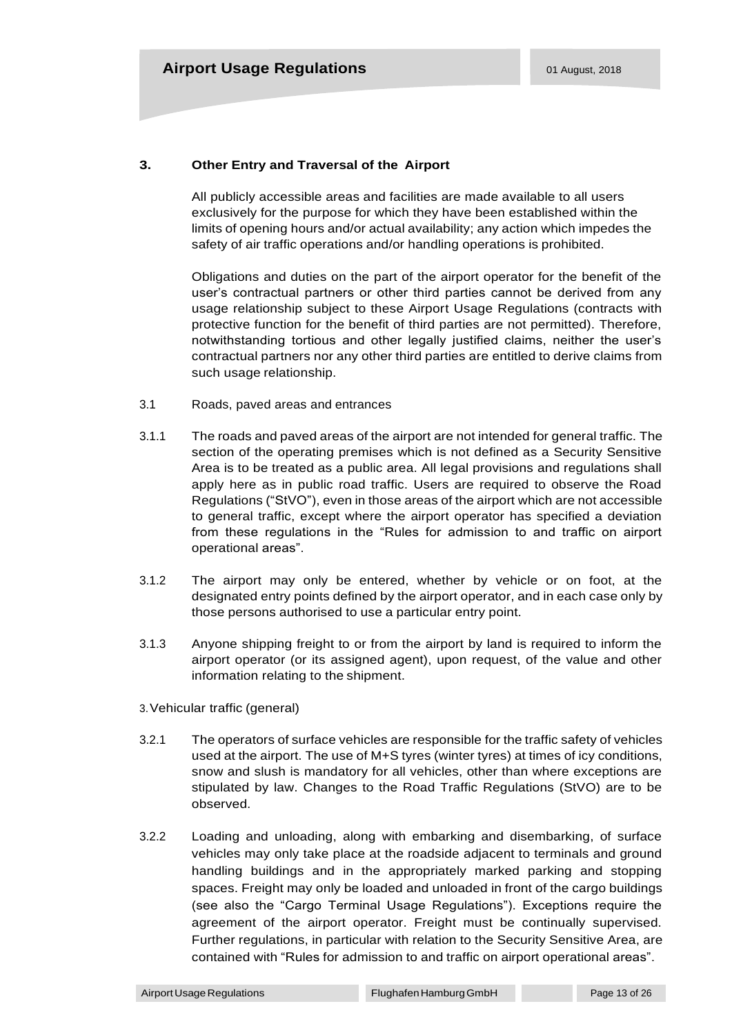## 3. Other Entry and Traversal of the Airport

All publicly accessible areas and facilities are made available to all users exclusively for the purpose for which they have been established within the limits of opening hours and/or actual availability; any action which impedes the safety of air traffic operations and/or handling operations is prohibited.

Obligations and duties on the part of the airport operator for the benefit of the user's contractual partners or other third parties cannot be derived from any usage relationship subject to these Airport Usage Regulations (contracts with protective function for the benefit of third parties are not permitted). Therefore, notwithstanding tortious and other legally justified claims, neither the user's contractual partners nor any other third parties are entitled to derive claims from such usage relationship.

3.1 Roads, paved areas and entrances

3.1.1 The roads and paved areas of the airport are not intended for general traffic. The section of the operating premises which is not defined as a Security Sensitive Area is to be treated as a public area. All legal provisions and regulations shall apply here as in public road traffic. Users are required to observe the Road Regulations ("StVO"), even in those areas of the airport which are not accessible to general traffic, except where the airport operator has specified a deviation from these regulations in the "Rules for admission to and traffic on airport operational areas".

3.1.2 The airport may only be entered, whether by vehicle or on foot, at the designated entry points defined by the airport operator, and in each case only by those persons authorised to use a particular entry point.

3.1.3 Anyone shipping freight to or from the airport by land is required to inform the airport operator (or its assigned agent), upon request, of the value and other information relating to the shipment.

3. Vehicular traffic (general)

3.2.1 The operators of surface vehicles are responsible for the traffic safety of vehicles used at the airport. The use of M+S tyres (winter tyres) at times of icy conditions, snow and slush is mandatory for all vehicles, other than where exceptions are stipulated by law. Changes to the Road Traffic Regulations (StVO) are to be observed.

3.2.2 Loading and unloading, along with embarking and disembarking, of surface vehicles may only take place at the roadside adjacent to terminals and ground handling buildings and in the appropriately marked parking and stopping spaces. Freight may only be loaded and unloaded in front of the cargo buildings (see also the "Cargo Terminal Usage Regulations"). Exceptions require the agreement of the airport operator. Freight must be continually supervised. Further regulations, in particular with relation to the Security Sensitive Area, are contained with "Rules for admission to and traffic on airport operational areas".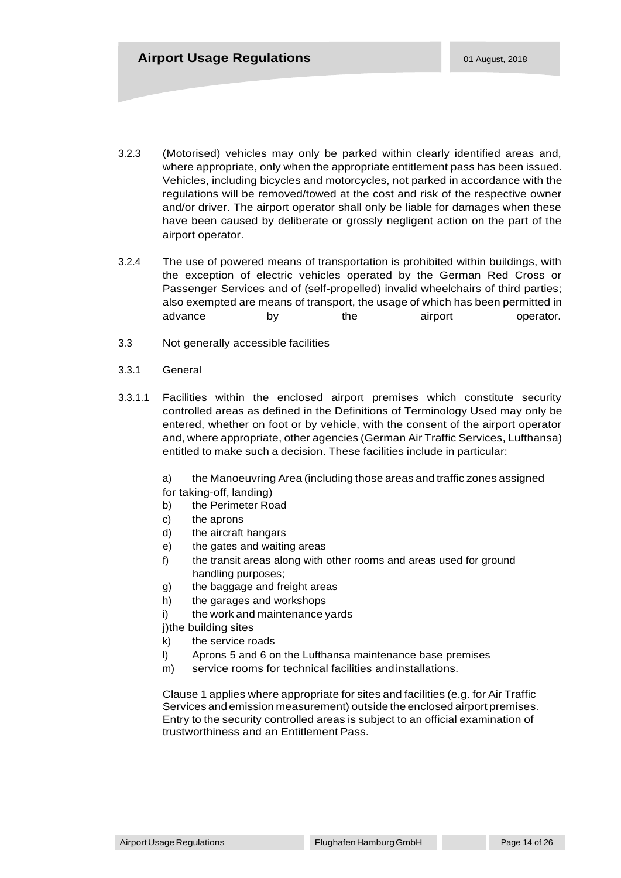3.2.3 (Motorised) vehicles may only be parked within clearly identified areas and, where appropriate, only when the appropriate entitlement pass has been issued. Vehicles, including bicycles and motorcycles, not parked in accordance with the regulations will be removed/towed at the cost and risk of the respective owner and/or driver. The airport operator shall only be liable for damages when these have been caused by deliberate or grossly negligent action on the part of the airport operator.

3.2.4 The use of powered means of transportation is prohibited within buildings, with the exception of electric vehicles operated by the German Red Cross or Passenger Services and of (self-propelled) invalid wheelchairs of third parties; also exempted are means of transport, the usage of which has been permitted in advance by the airport operator.

3.3 Not generally accessible facilities

3.3.1 General

3.3.1.1 Facilities within the enclosed airport premises which constitute security controlled areas as defined in the Definitions of Terminology Used may only be entered, whether on foot or by vehicle, with the consent of the airport operator and, where appropriate, other agencies (German Air Traffic Services, Lufthansa) entitled to make such a decision. These facilities include in particular:

a) the Manoeuvring Area (including those areas and traffic zones assigned for taking-off, landing)
b) the Perimeter Road
c) the aprons
d) the aircraft hangars
e) the gates and waiting areas
f) the transit areas along with other rooms and areas used for ground handling purposes;
g) the baggage and freight areas
h) the garages and workshops
i) the work and maintenance yards
j) the building sites
k) the service roads
l) Aprons 5 and 6 on the Lufthansa maintenance base premises
m) service rooms for technical facilities and installations.

Clause 1 applies where appropriate for sites and facilities (e.g. for Air Traffic Services and emission measurement) outside the enclosed airport premises. Entry to the security controlled areas is subject to an official examination of trustworthiness and an Entitlement Pass.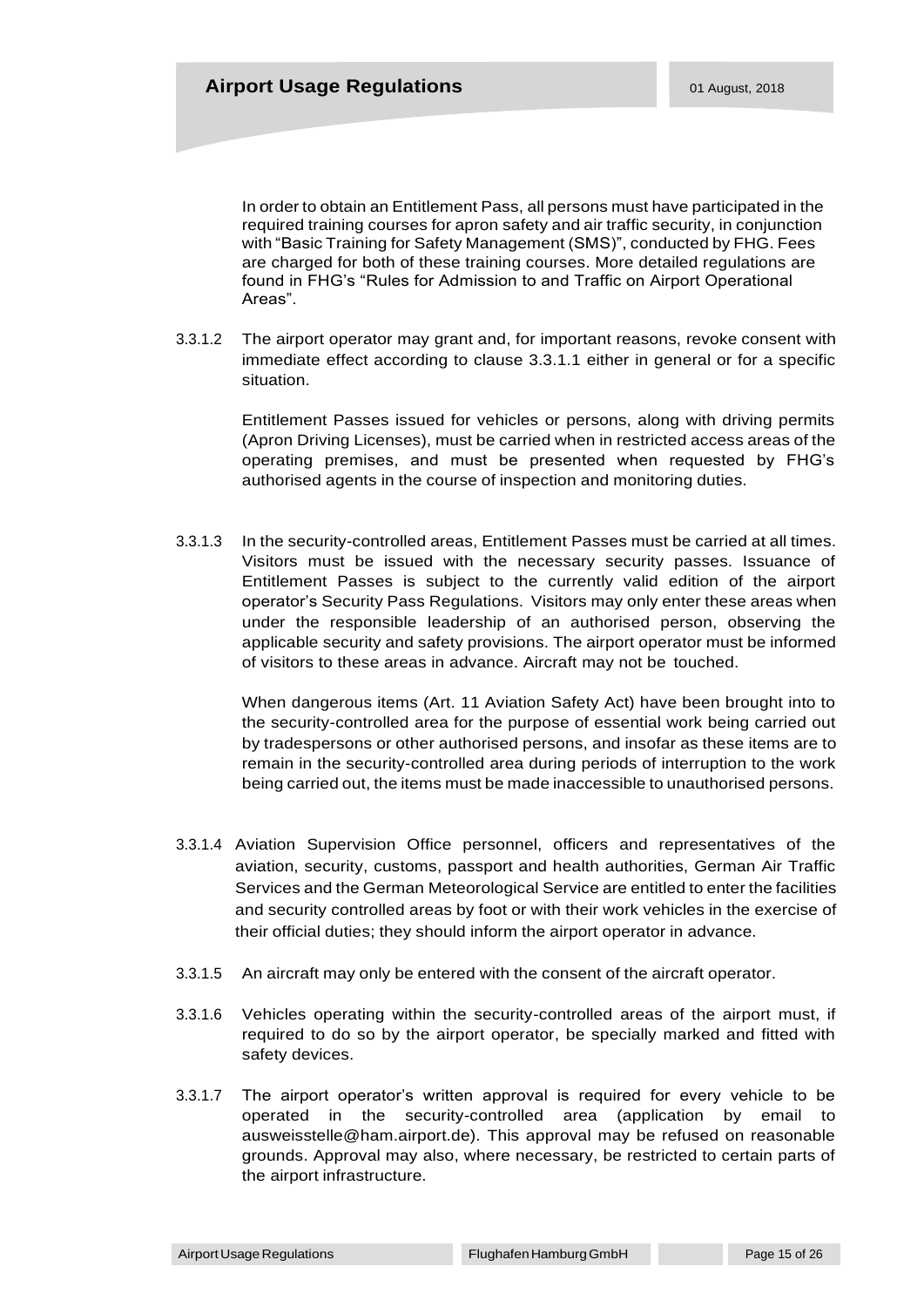In order to obtain an Entitlement Pass, all persons must have participated in the required training courses for apron safety and air traffic security, in conjunction with "Basic Training for Safety Management (SMS)", conducted by FHG. Fees are charged for both of these training courses. More detailed regulations are found in FHG's "Rules for Admission to and Traffic on Airport Operational Areas".

3.3.1.2 The airport operator may grant and, for important reasons, revoke consent with immediate effect according to clause 3.3.1.1 either in general or for a specific situation.

Entitlement Passes issued for vehicles or persons, along with driving permits (Apron Driving Licenses), must be carried when in restricted access areas of the operating premises, and must be presented when requested by FHG's authorised agents in the course of inspection and monitoring duties.

3.3.1.3 In the security-controlled areas, Entitlement Passes must be carried at all times. Visitors must be issued with the necessary security passes. Issuance of Entitlement Passes is subject to the currently valid edition of the airport operator's Security Pass Regulations. Visitors may only enter these areas when under the responsible leadership of an authorised person, observing the applicable security and safety provisions. The airport operator must be informed of visitors to these areas in advance. Aircraft may not be touched.

When dangerous items (Art. 11 Aviation Safety Act) have been brought into to the security-controlled area for the purpose of essential work being carried out by tradespersons or other authorised persons, and insofar as these items are to remain in the security-controlled area during periods of interruption to the work being carried out, the items must be made inaccessible to unauthorised persons.

3.3.1.4 Aviation Supervision Office personnel, officers and representatives of the aviation, security, customs, passport and health authorities, German Air Traffic Services and the German Meteorological Service are entitled to enter the facilities and security controlled areas by foot or with their work vehicles in the exercise of their official duties; they should inform the airport operator in advance.

3.3.1.5 An aircraft may only be entered with the consent of the aircraft operator.

3.3.1.6 Vehicles operating within the security-controlled areas of the airport must, if required to do so by the airport operator, be specially marked and fitted with safety devices.

3.3.1.7 The airport operator's written approval is required for every vehicle to be operated in the security-controlled area (application by email to ausweisstelle@ham.airport.de). This approval may be refused on reasonable grounds. Approval may also, where necessary, be restricted to certain parts of the airport infrastructure.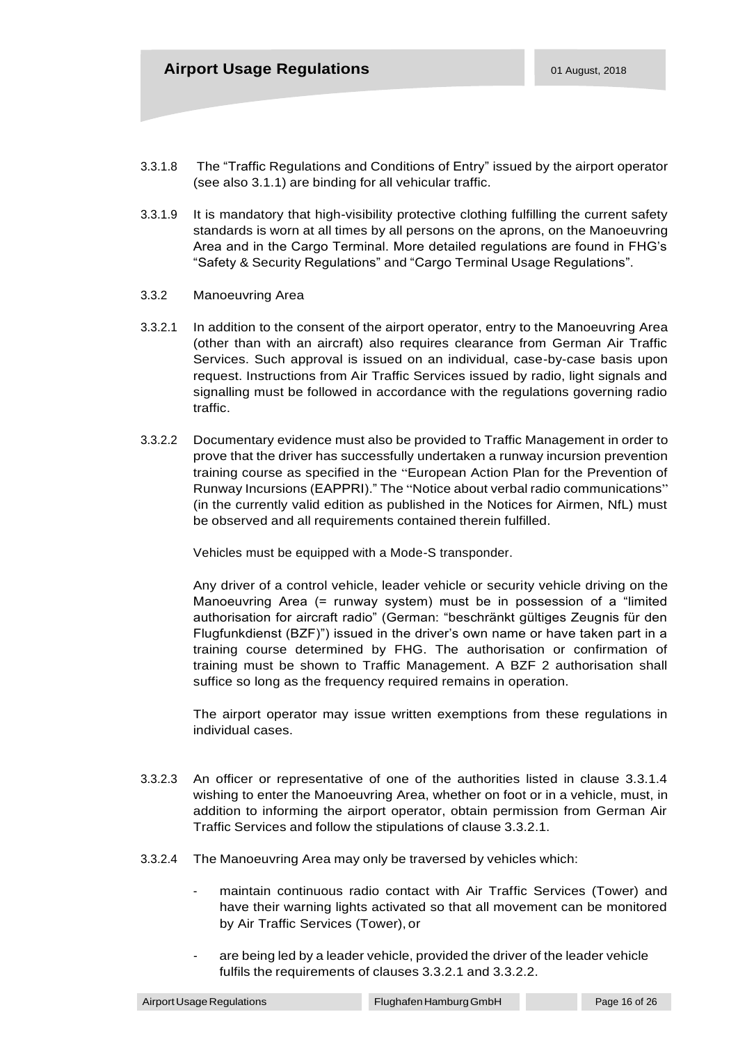3.3.1.8 The "Traffic Regulations and Conditions of Entry" issued by the airport operator (see also 3.1.1) are binding for all vehicular traffic.

3.3.1.9 It is mandatory that high-visibility protective clothing fulfilling the current safety standards is worn at all times by all persons on the aprons, on the Manoeuvring Area and in the Cargo Terminal. More detailed regulations are found in FHG's "Safety & Security Regulations" and "Cargo Terminal Usage Regulations".

3.3.2 Manoeuvring Area

3.3.2.1 In addition to the consent of the airport operator, entry to the Manoeuvring Area (other than with an aircraft) also requires clearance from German Air Traffic Services. Such approval is issued on an individual, case-by-case basis upon request. Instructions from Air Traffic Services issued by radio, light signals and signalling must be followed in accordance with the regulations governing radio traffic.

3.3.2.2 Documentary evidence must also be provided to Traffic Management in order to prove that the driver has successfully undertaken a runway incursion prevention training course as specified in the "European Action Plan for the Prevention of Runway Incursions (EAPPRI)." The "Notice about verbal radio communications" (in the currently valid edition as published in the Notices for Airmen, NfL) must be observed and all requirements contained therein fulfilled.

Vehicles must be equipped with a Mode-S transponder.

Any driver of a control vehicle, leader vehicle or security vehicle driving on the Manoeuvring Area (= runway system) must be in possession of a "limited authorisation for aircraft radio" (German: "beschränkt gültiges Zeugnis für den Flugfunkdienst (BZF)") issued in the driver's own name or have taken part in a training course determined by FHG. The authorisation or confirmation of training must be shown to Traffic Management. A BZF 2 authorisation shall suffice so long as the frequency required remains in operation.

The airport operator may issue written exemptions from these regulations in individual cases.

3.3.2.3 An officer or representative of one of the authorities listed in clause 3.3.1.4 wishing to enter the Manoeuvring Area, whether on foot or in a vehicle, must, in addition to informing the airport operator, obtain permission from German Air Traffic Services and follow the stipulations of clause 3.3.2.1.

3.3.2.4 The Manoeuvring Area may only be traversed by vehicles which:

- maintain continuous radio contact with Air Traffic Services (Tower) and have their warning lights activated so that all movement can be monitored by Air Traffic Services (Tower), or
- are being led by a leader vehicle, provided the driver of the leader vehicle fulfils the requirements of clauses 3.3.2.1 and 3.3.2.2.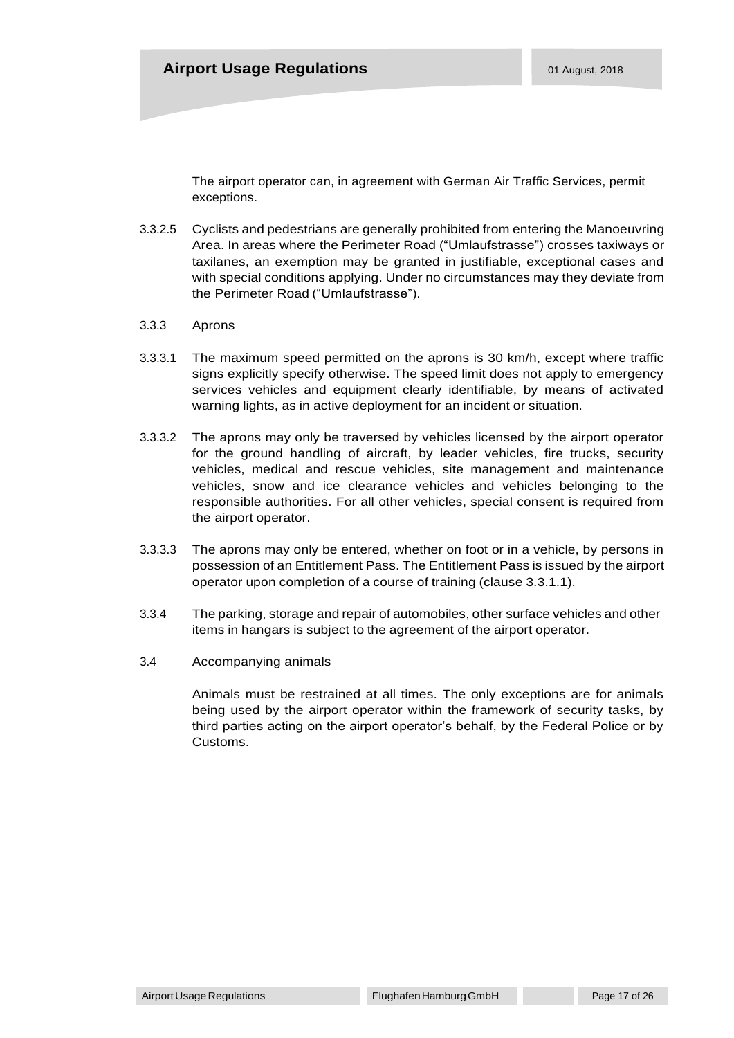The airport operator can, in agreement with German Air Traffic Services, permit exceptions.

3.3.2.5 Cyclists and pedestrians are generally prohibited from entering the Manoeuvring Area. In areas where the Perimeter Road ("Umlaufstrasse") crosses taxiways or taxilanes, an exemption may be granted in justifiable, exceptional cases and with special conditions applying. Under no circumstances may they deviate from the Perimeter Road ("Umlaufstrasse").

### 3.3.3 Aprons

3.3.3.1 The maximum speed permitted on the aprons is 30 km/h, except where traffic signs explicitly specify otherwise. The speed limit does not apply to emergency services vehicles and equipment clearly identifiable, by means of activated warning lights, as in active deployment for an incident or situation.

3.3.3.2 The aprons may only be traversed by vehicles licensed by the airport operator for the ground handling of aircraft, by leader vehicles, fire trucks, security vehicles, medical and rescue vehicles, site management and maintenance vehicles, snow and ice clearance vehicles and vehicles belonging to the responsible authorities. For all other vehicles, special consent is required from the airport operator.

3.3.3.3 The aprons may only be entered, whether on foot or in a vehicle, by persons in possession of an Entitlement Pass. The Entitlement Pass is issued by the airport operator upon completion of a course of training (clause 3.3.1.1).

3.3.4 The parking, storage and repair of automobiles, other surface vehicles and other items in hangars is subject to the agreement of the airport operator.

## 3.4 Accompanying animals

Animals must be restrained at all times. The only exceptions are for animals being used by the airport operator within the framework of security tasks, by third parties acting on the airport operator's behalf, by the Federal Police or by Customs.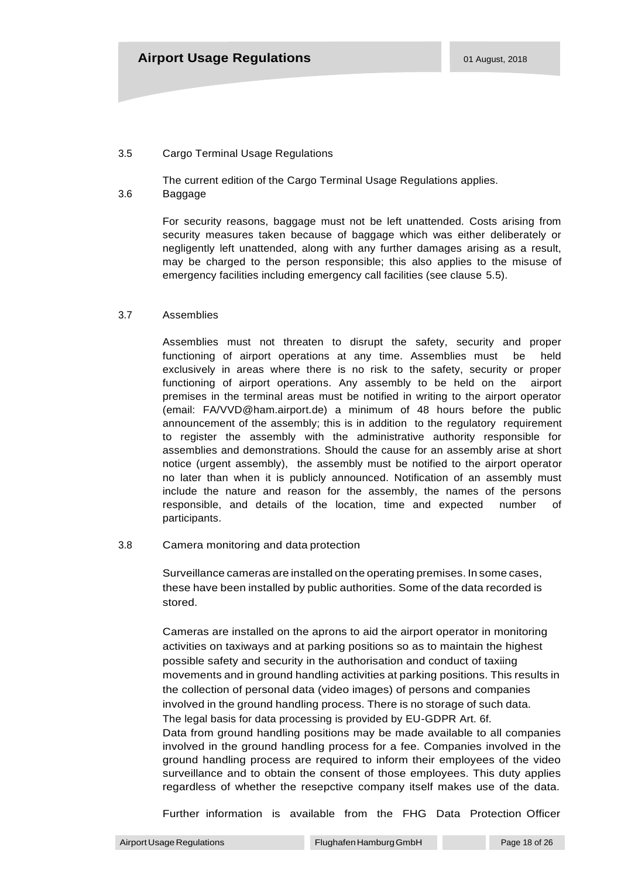### 3.5 Cargo Terminal Usage Regulations

The current edition of the Cargo Terminal Usage Regulations applies.

### 3.6 Baggage

For security reasons, baggage must not be left unattended. Costs arising from security measures taken because of baggage which was either deliberately or negligently left unattended, along with any further damages arising as a result, may be charged to the person responsible; this also applies to the misuse of emergency facilities including emergency call facilities (see clause 5.5).

### 3.7 Assemblies

Assemblies must not threaten to disrupt the safety, security and proper functioning of airport operations at any time. Assemblies must be held exclusively in areas where there is no risk to the safety, security or proper functioning of airport operations. Any assembly to be held on the airport premises in the terminal areas must be notified in writing to the airport operator (email: FA/VVD@ham.airport.de) a minimum of 48 hours before the public announcement of the assembly; this is in addition to the regulatory requirement to register the assembly with the administrative authority responsible for assemblies and demonstrations. Should the cause for an assembly arise at short notice (urgent assembly), the assembly must be notified to the airport operator no later than when it is publicly announced. Notification of an assembly must include the nature and reason for the assembly, the names of the persons responsible, and details of the location, time and expected number of participants.

### 3.8 Camera monitoring and data protection

Surveillance cameras are installed on the operating premises. In some cases, these have been installed by public authorities. Some of the data recorded is stored.

Cameras are installed on the aprons to aid the airport operator in monitoring activities on taxiways and at parking positions so as to maintain the highest possible safety and security in the authorisation and conduct of taxiing movements and in ground handling activities at parking positions. This results in the collection of personal data (video images) of persons and companies involved in the ground handling process. There is no storage of such data.
The legal basis for data processing is provided by EU-GDPR Art. 6f.
Data from ground handling positions may be made available to all companies involved in the ground handling process for a fee. Companies involved in the ground handling process are required to inform their employees of the video surveillance and to obtain the consent of those employees. This duty applies regardless of whether the resepctive company itself makes use of the data.

Further information is available from the FHG Data Protection Officer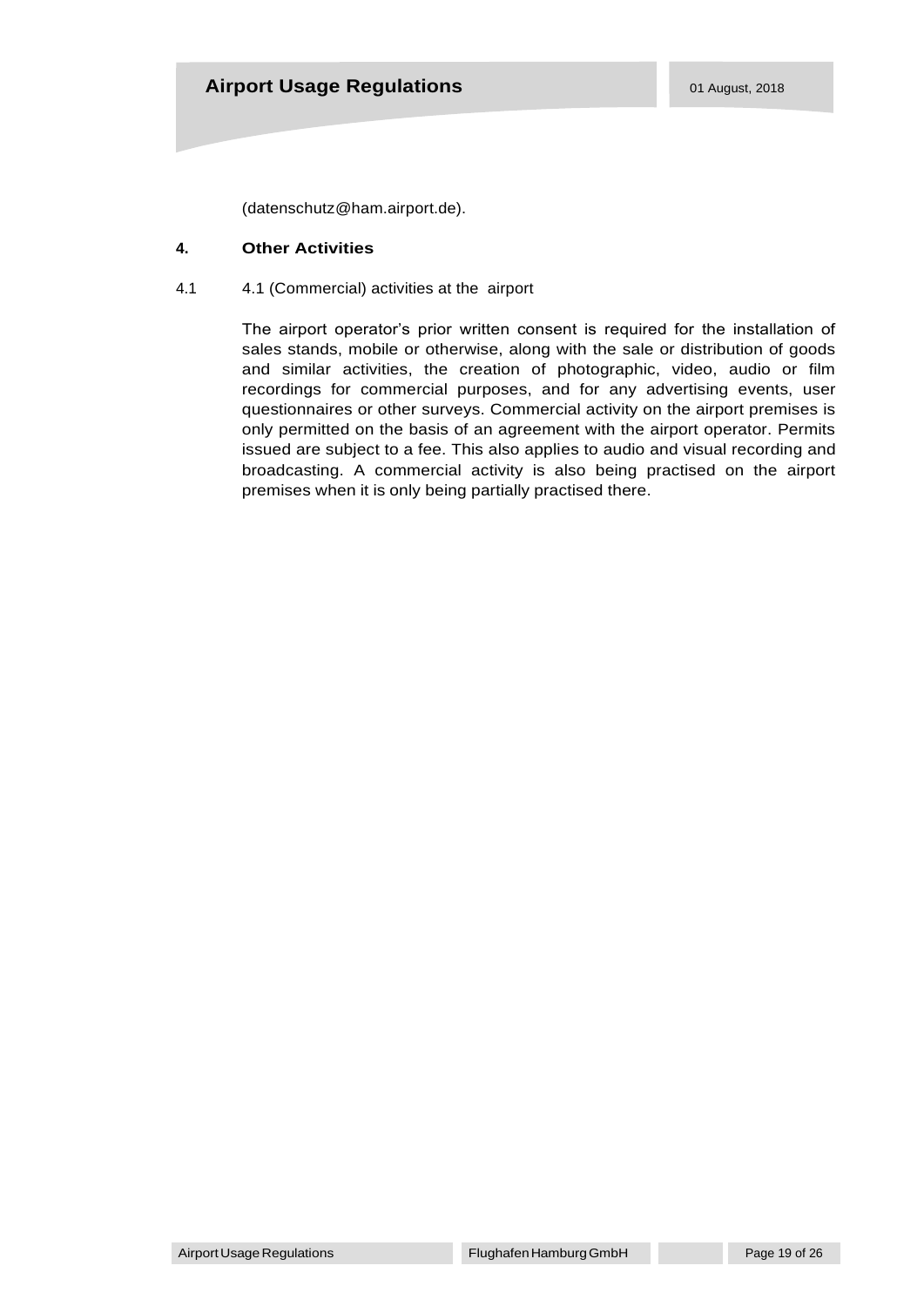(datenschutz@ham.airport.de).

## 4. Other Activities

### 4.1 4.1 (Commercial) activities at the airport

The airport operator's prior written consent is required for the installation of sales stands, mobile or otherwise, along with the sale or distribution of goods and similar activities, the creation of photographic, video, audio or film recordings for commercial purposes, and for any advertising events, user questionnaires or other surveys. Commercial activity on the airport premises is only permitted on the basis of an agreement with the airport operator. Permits issued are subject to a fee. This also applies to audio and visual recording and broadcasting. A commercial activity is also being practised on the airport premises when it is only being partially practised there.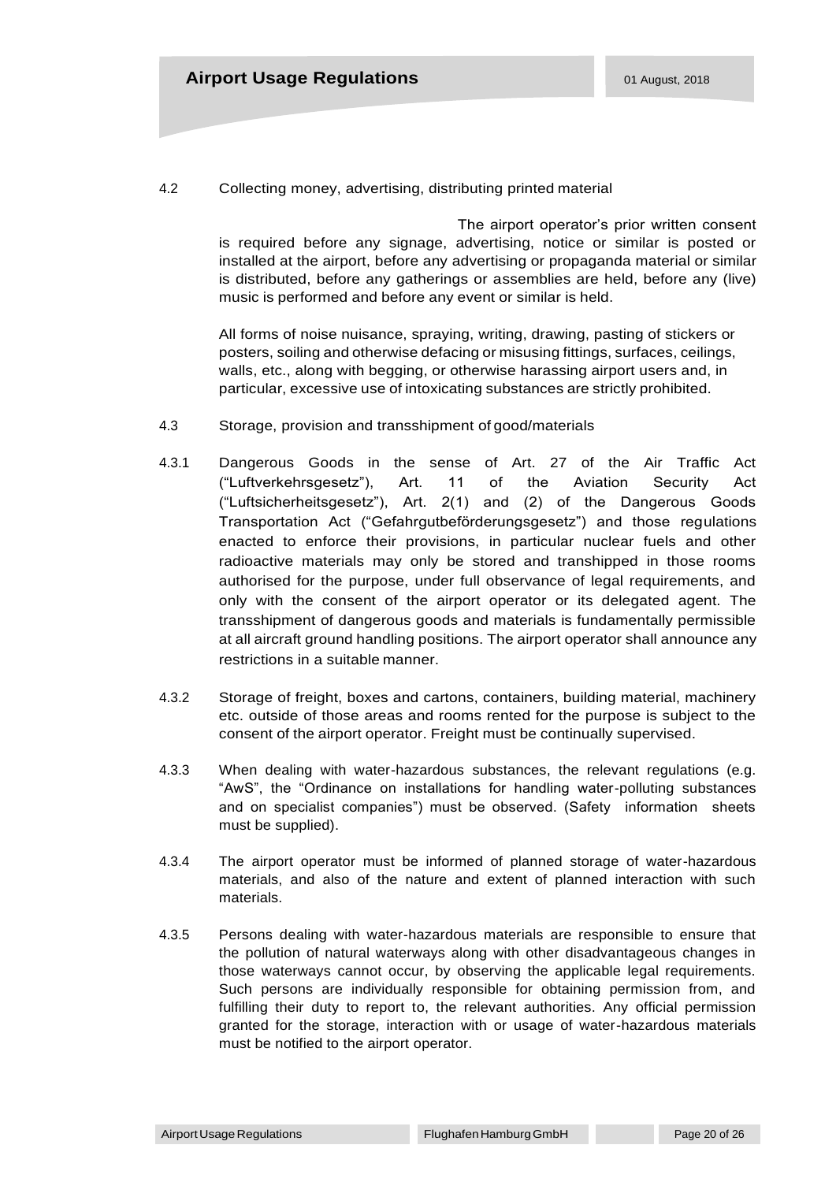## 4.2 Collecting money, advertising, distributing printed material

The airport operator's prior written consent is required before any signage, advertising, notice or similar is posted or installed at the airport, before any advertising or propaganda material or similar is distributed, before any gatherings or assemblies are held, before any (live) music is performed and before any event or similar is held.

All forms of noise nuisance, spraying, writing, drawing, pasting of stickers or posters, soiling and otherwise defacing or misusing fittings, surfaces, ceilings, walls, etc., along with begging, or otherwise harassing airport users and, in particular, excessive use of intoxicating substances are strictly prohibited.

## 4.3 Storage, provision and transshipment of good/materials

4.3.1 Dangerous Goods in the sense of Art. 27 of the Air Traffic Act ("Luftverkehrsgesetz"), Art. 11 of the Aviation Security Act ("Luftsicherheitsgesetz"), Art. 2(1) and (2) of the Dangerous Goods Transportation Act ("Gefahrgutbeförderungsgesetz") and those regulations enacted to enforce their provisions, in particular nuclear fuels and other radioactive materials may only be stored and transhipped in those rooms authorised for the purpose, under full observance of legal requirements, and only with the consent of the airport operator or its delegated agent. The transshipment of dangerous goods and materials is fundamentally permissible at all aircraft ground handling positions. The airport operator shall announce any restrictions in a suitable manner.

4.3.2 Storage of freight, boxes and cartons, containers, building material, machinery etc. outside of those areas and rooms rented for the purpose is subject to the consent of the airport operator. Freight must be continually supervised.

4.3.3 When dealing with water-hazardous substances, the relevant regulations (e.g. "AwS", the "Ordinance on installations for handling water-polluting substances and on specialist companies") must be observed. (Safety information sheets must be supplied).

4.3.4 The airport operator must be informed of planned storage of water-hazardous materials, and also of the nature and extent of planned interaction with such materials.

4.3.5 Persons dealing with water-hazardous materials are responsible to ensure that the pollution of natural waterways along with other disadvantageous changes in those waterways cannot occur, by observing the applicable legal requirements. Such persons are individually responsible for obtaining permission from, and fulfilling their duty to report to, the relevant authorities. Any official permission granted for the storage, interaction with or usage of water-hazardous materials must be notified to the airport operator.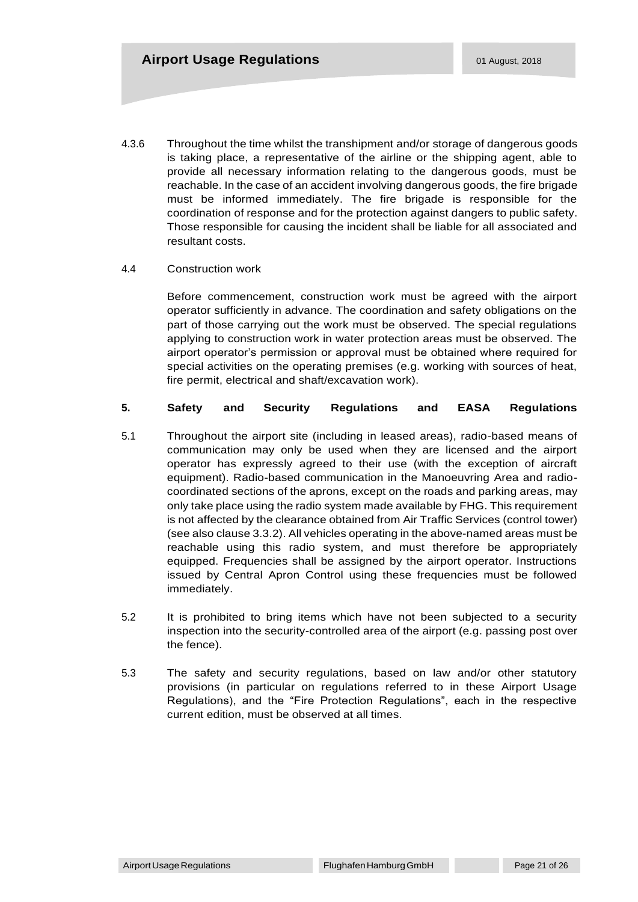4.3.6 Throughout the time whilst the transhipment and/or storage of dangerous goods is taking place, a representative of the airline or the shipping agent, able to provide all necessary information relating to the dangerous goods, must be reachable. In the case of an accident involving dangerous goods, the fire brigade must be informed immediately. The fire brigade is responsible for the coordination of response and for the protection against dangers to public safety. Those responsible for causing the incident shall be liable for all associated and resultant costs.

4.4 Construction work

Before commencement, construction work must be agreed with the airport operator sufficiently in advance. The coordination and safety obligations on the part of those carrying out the work must be observed. The special regulations applying to construction work in water protection areas must be observed. The airport operator's permission or approval must be obtained where required for special activities on the operating premises (e.g. working with sources of heat, fire permit, electrical and shaft/excavation work).

## 5. Safety and Security Regulations and EASA Regulations

5.1 Throughout the airport site (including in leased areas), radio-based means of communication may only be used when they are licensed and the airport operator has expressly agreed to their use (with the exception of aircraft equipment). Radio-based communication in the Manoeuvring Area and radio-coordinated sections of the aprons, except on the roads and parking areas, may only take place using the radio system made available by FHG. This requirement is not affected by the clearance obtained from Air Traffic Services (control tower) (see also clause 3.3.2). All vehicles operating in the above-named areas must be reachable using this radio system, and must therefore be appropriately equipped. Frequencies shall be assigned by the airport operator. Instructions issued by Central Apron Control using these frequencies must be followed immediately.

5.2 It is prohibited to bring items which have not been subjected to a security inspection into the security-controlled area of the airport (e.g. passing post over the fence).

5.3 The safety and security regulations, based on law and/or other statutory provisions (in particular on regulations referred to in these Airport Usage Regulations), and the "Fire Protection Regulations", each in the respective current edition, must be observed at all times.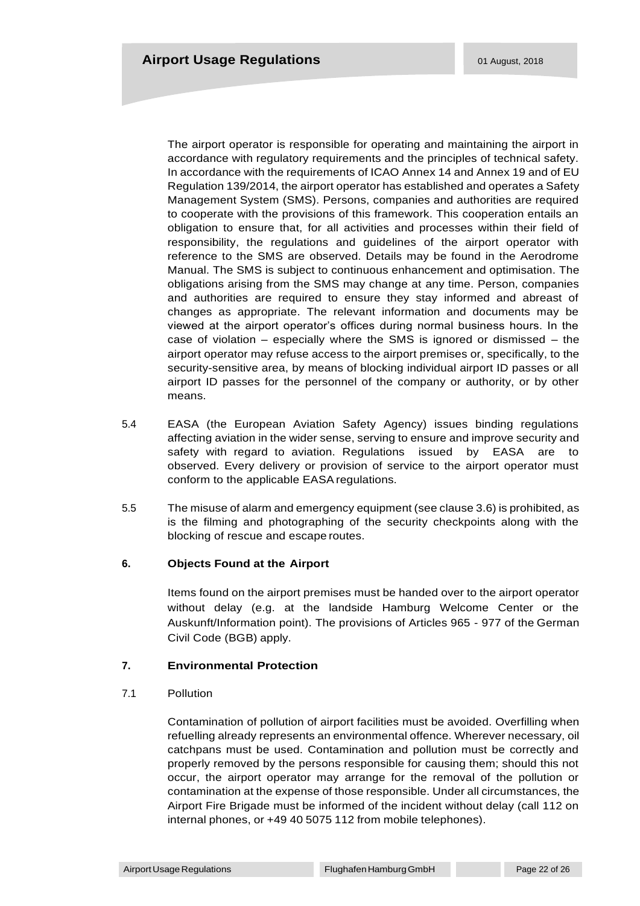The airport operator is responsible for operating and maintaining the airport in accordance with regulatory requirements and the principles of technical safety. In accordance with the requirements of ICAO Annex 14 and Annex 19 and of EU Regulation 139/2014, the airport operator has established and operates a Safety Management System (SMS). Persons, companies and authorities are required to cooperate with the provisions of this framework. This cooperation entails an obligation to ensure that, for all activities and processes within their field of responsibility, the regulations and guidelines of the airport operator with reference to the SMS are observed. Details may be found in the Aerodrome Manual. The SMS is subject to continuous enhancement and optimisation. The obligations arising from the SMS may change at any time. Person, companies and authorities are required to ensure they stay informed and abreast of changes as appropriate. The relevant information and documents may be viewed at the airport operator's offices during normal business hours. In the case of violation – especially where the SMS is ignored or dismissed – the airport operator may refuse access to the airport premises or, specifically, to the security-sensitive area, by means of blocking individual airport ID passes or all airport ID passes for the personnel of the company or authority, or by other means.

5.4 EASA (the European Aviation Safety Agency) issues binding regulations affecting aviation in the wider sense, serving to ensure and improve security and safety with regard to aviation. Regulations issued by EASA are to observed. Every delivery or provision of service to the airport operator must conform to the applicable EASA regulations.

5.5 The misuse of alarm and emergency equipment (see clause 3.6) is prohibited, as is the filming and photographing of the security checkpoints along with the blocking of rescue and escape routes.

## 6. Objects Found at the Airport

Items found on the airport premises must be handed over to the airport operator without delay (e.g. at the landside Hamburg Welcome Center or the Auskunft/Information point). The provisions of Articles 965 - 977 of the German Civil Code (BGB) apply.

## 7. Environmental Protection

### 7.1 Pollution

Contamination of pollution of airport facilities must be avoided. Overfilling when refuelling already represents an environmental offence. Wherever necessary, oil catchpans must be used. Contamination and pollution must be correctly and properly removed by the persons responsible for causing them; should this not occur, the airport operator may arrange for the removal of the pollution or contamination at the expense of those responsible. Under all circumstances, the Airport Fire Brigade must be informed of the incident without delay (call 112 on internal phones, or +49 40 5075 112 from mobile telephones).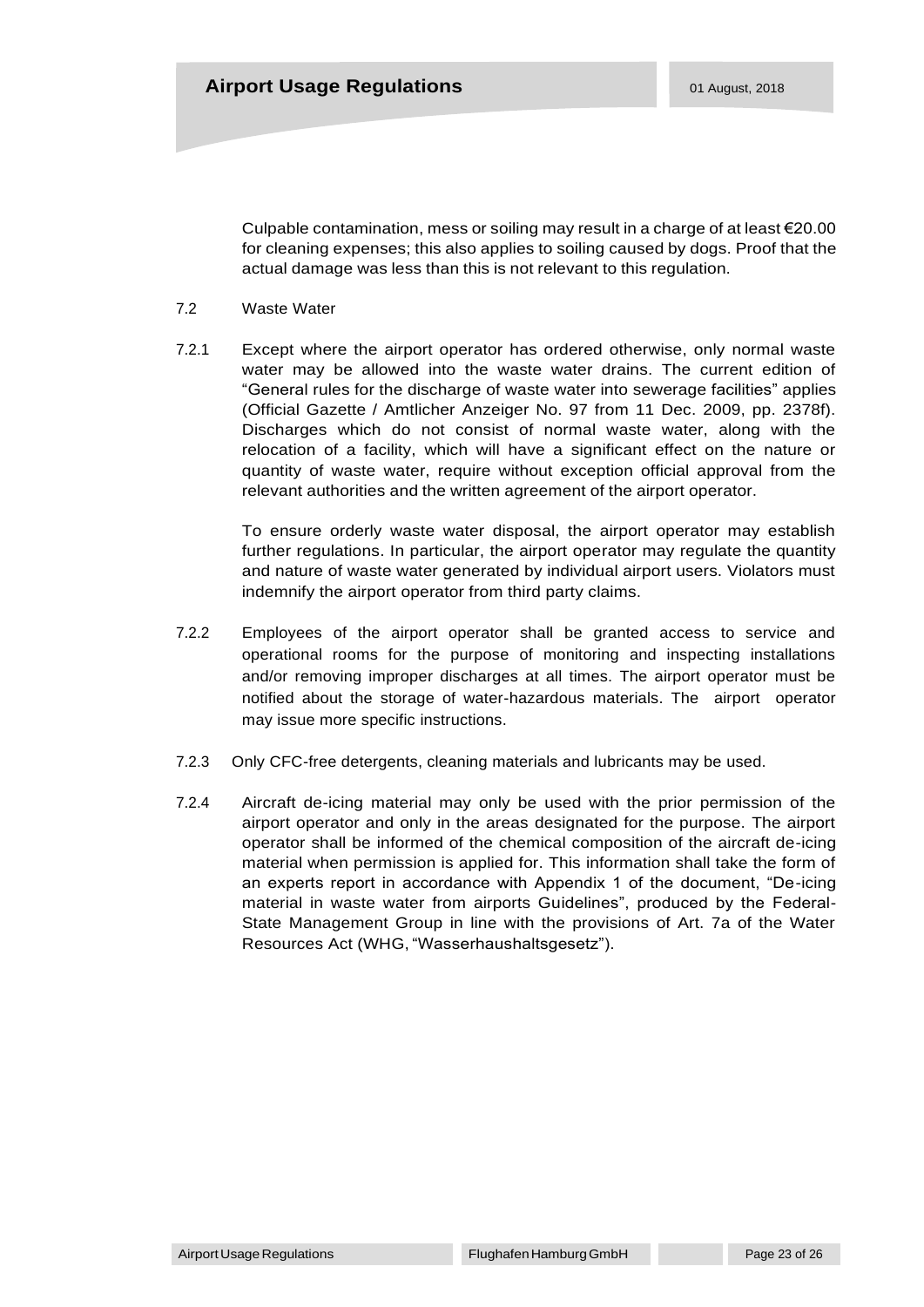Culpable contamination, mess or soiling may result in a charge of at least €20.00 for cleaning expenses; this also applies to soiling caused by dogs. Proof that the actual damage was less than this is not relevant to this regulation.

7.2 Waste Water

7.2.1 Except where the airport operator has ordered otherwise, only normal waste water may be allowed into the waste water drains. The current edition of "General rules for the discharge of waste water into sewerage facilities" applies (Official Gazette / Amtlicher Anzeiger No. 97 from 11 Dec. 2009, pp. 2378f). Discharges which do not consist of normal waste water, along with the relocation of a facility, which will have a significant effect on the nature or quantity of waste water, require without exception official approval from the relevant authorities and the written agreement of the airport operator.

To ensure orderly waste water disposal, the airport operator may establish further regulations. In particular, the airport operator may regulate the quantity and nature of waste water generated by individual airport users. Violators must indemnify the airport operator from third party claims.

7.2.2 Employees of the airport operator shall be granted access to service and operational rooms for the purpose of monitoring and inspecting installations and/or removing improper discharges at all times. The airport operator must be notified about the storage of water-hazardous materials. The airport operator may issue more specific instructions.

7.2.3 Only CFC-free detergents, cleaning materials and lubricants may be used.

7.2.4 Aircraft de-icing material may only be used with the prior permission of the airport operator and only in the areas designated for the purpose. The airport operator shall be informed of the chemical composition of the aircraft de-icing material when permission is applied for. This information shall take the form of an experts report in accordance with Appendix 1 of the document, "De-icing material in waste water from airports Guidelines", produced by the Federal-State Management Group in line with the provisions of Art. 7a of the Water Resources Act (WHG, "Wasserhaushaltsgesetz").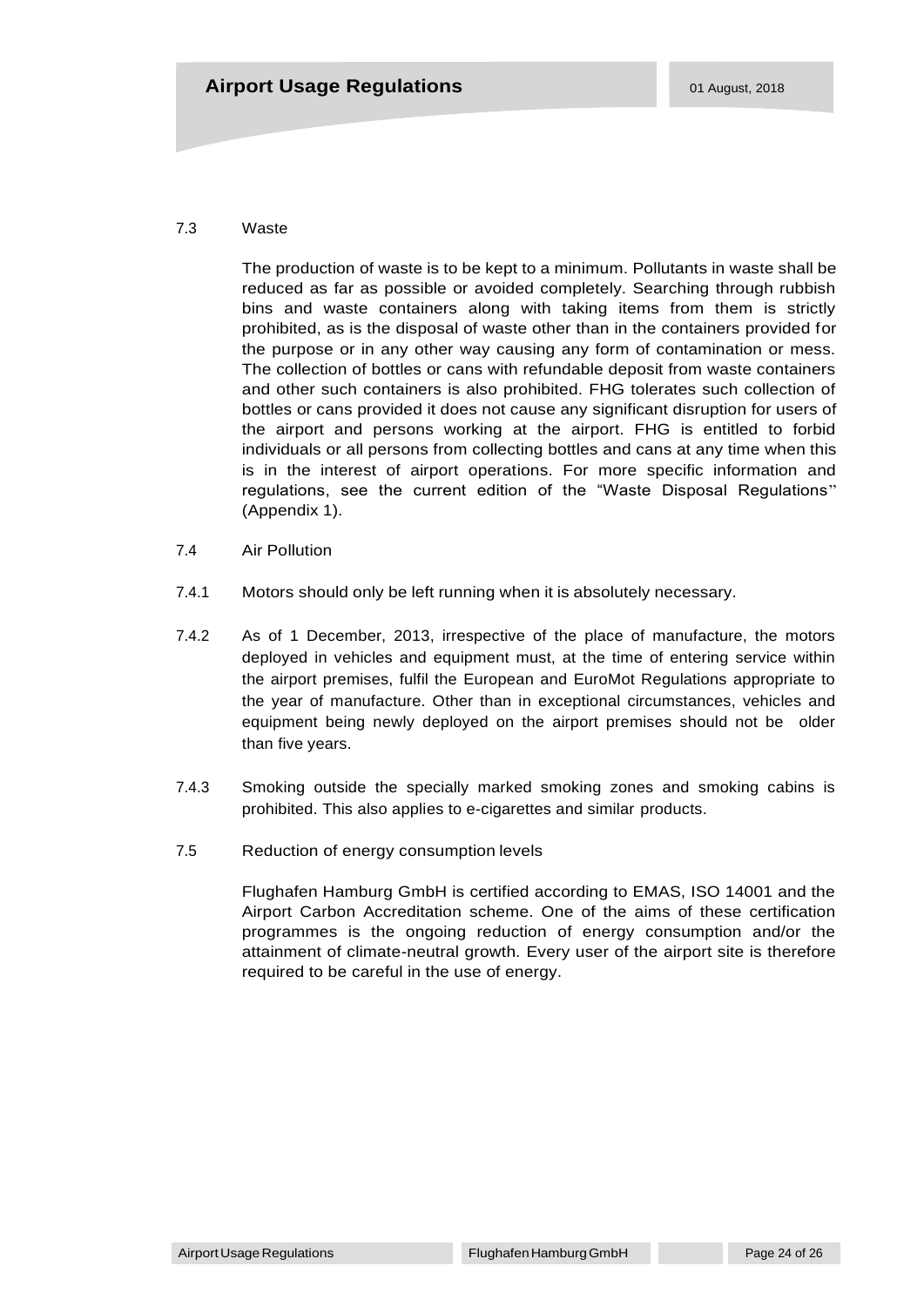### 7.3 Waste

The production of waste is to be kept to a minimum. Pollutants in waste shall be reduced as far as possible or avoided completely. Searching through rubbish bins and waste containers along with taking items from them is strictly prohibited, as is the disposal of waste other than in the containers provided for the purpose or in any other way causing any form of contamination or mess. The collection of bottles or cans with refundable deposit from waste containers and other such containers is also prohibited. FHG tolerates such collection of bottles or cans provided it does not cause any significant disruption for users of the airport and persons working at the airport. FHG is entitled to forbid individuals or all persons from collecting bottles and cans at any time when this is in the interest of airport operations. For more specific information and regulations, see the current edition of the "Waste Disposal Regulations" (Appendix 1).

### 7.4 Air Pollution

7.4.1 Motors should only be left running when it is absolutely necessary.

7.4.2 As of 1 December, 2013, irrespective of the place of manufacture, the motors deployed in vehicles and equipment must, at the time of entering service within the airport premises, fulfil the European and EuroMot Regulations appropriate to the year of manufacture. Other than in exceptional circumstances, vehicles and equipment being newly deployed on the airport premises should not be older than five years.

7.4.3 Smoking outside the specially marked smoking zones and smoking cabins is prohibited. This also applies to e-cigarettes and similar products.

### 7.5 Reduction of energy consumption levels

Flughafen Hamburg GmbH is certified according to EMAS, ISO 14001 and the Airport Carbon Accreditation scheme. One of the aims of these certification programmes is the ongoing reduction of energy consumption and/or the attainment of climate-neutral growth. Every user of the airport site is therefore required to be careful in the use of energy.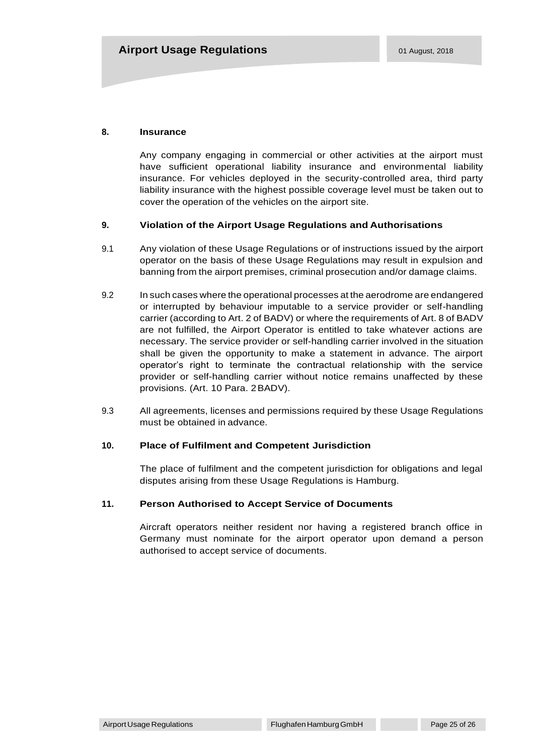## 8. Insurance

Any company engaging in commercial or other activities at the airport must have sufficient operational liability insurance and environmental liability insurance. For vehicles deployed in the security-controlled area, third party liability insurance with the highest possible coverage level must be taken out to cover the operation of the vehicles on the airport site.

## 9. Violation of the Airport Usage Regulations and Authorisations

9.1 Any violation of these Usage Regulations or of instructions issued by the airport operator on the basis of these Usage Regulations may result in expulsion and banning from the airport premises, criminal prosecution and/or damage claims.

9.2 In such cases where the operational processes at the aerodrome are endangered or interrupted by behaviour imputable to a service provider or self-handling carrier (according to Art. 2 of BADV) or where the requirements of Art. 8 of BADV are not fulfilled, the Airport Operator is entitled to take whatever actions are necessary. The service provider or self-handling carrier involved in the situation shall be given the opportunity to make a statement in advance. The airport operator's right to terminate the contractual relationship with the service provider or self-handling carrier without notice remains unaffected by these provisions. (Art. 10 Para. 2 BADV).

9.3 All agreements, licenses and permissions required by these Usage Regulations must be obtained in advance.

## 10. Place of Fulfilment and Competent Jurisdiction

The place of fulfilment and the competent jurisdiction for obligations and legal disputes arising from these Usage Regulations is Hamburg.

## 11. Person Authorised to Accept Service of Documents

Aircraft operators neither resident nor having a registered branch office in Germany must nominate for the airport operator upon demand a person authorised to accept service of documents.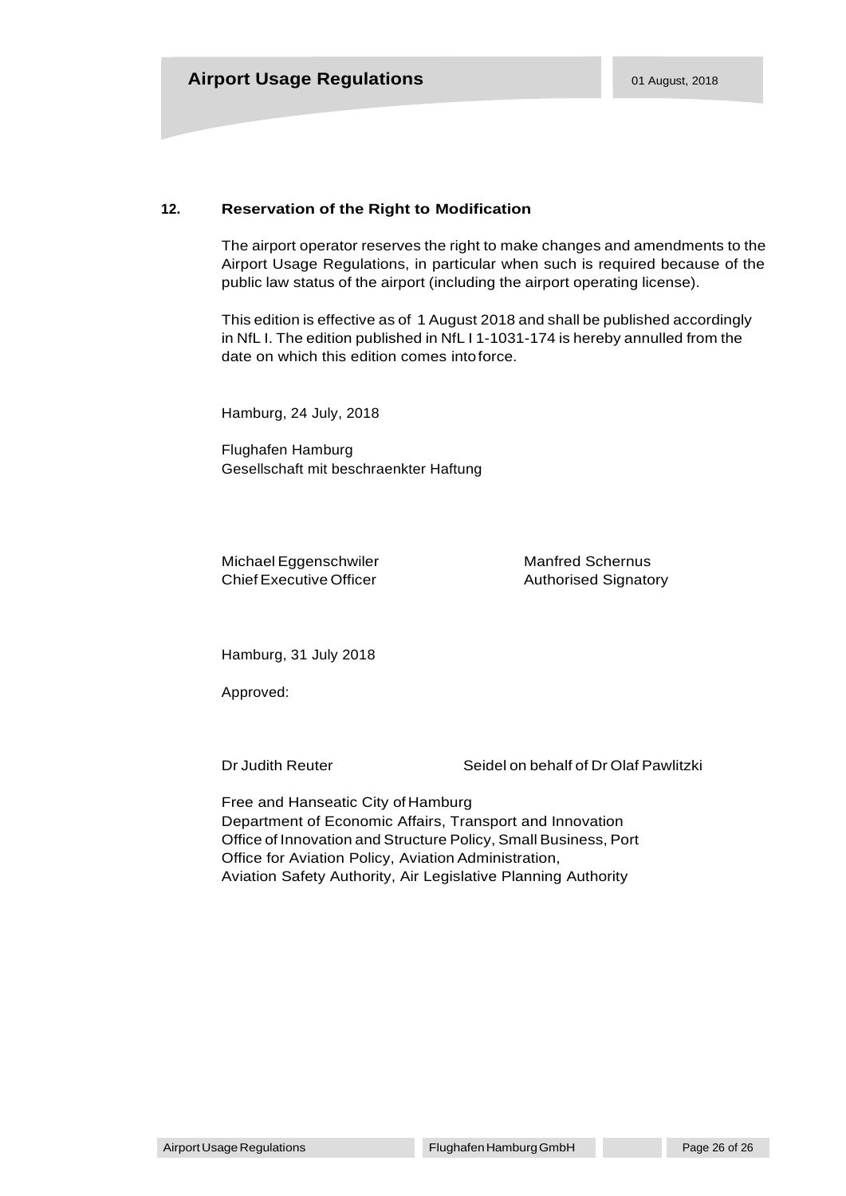## 12. Reservation of the Right to Modification

The airport operator reserves the right to make changes and amendments to the Airport Usage Regulations, in particular when such is required because of the public law status of the airport (including the airport operating license).

This edition is effective as of 1 August 2018 and shall be published accordingly in NfL I. The edition published in NfL I 1-1031-174 is hereby annulled from the date on which this edition comes into force.

Hamburg, 24 July, 2018

Flughafen Hamburg
Gesellschaft mit beschraenkter Haftung

| | |
|---|---|
| Michael Eggenschwiler<br>Chief Executive Officer | Manfred Schernus<br>Authorised Signatory |

Hamburg, 31 July 2018

Approved:

| | |
|---|---|
| Dr Judith Reuter | Seidel on behalf of Dr Olaf Pawlitzki |

Free and Hanseatic City of Hamburg
Department of Economic Affairs, Transport and Innovation
Office of Innovation and Structure Policy, Small Business, Port
Office for Aviation Policy, Aviation Administration,
Aviation Safety Authority, Air Legislative Planning Authority